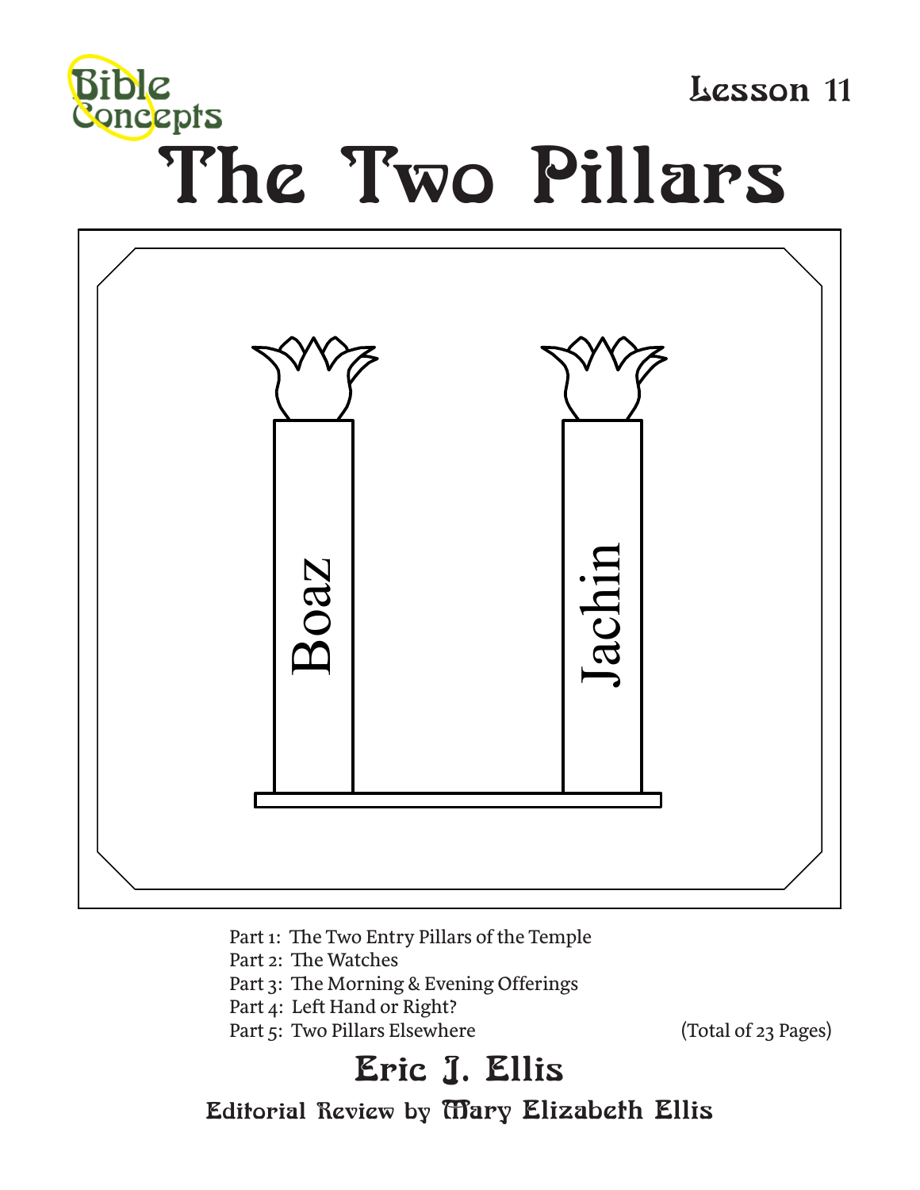Bible Concepts

Lesson 11

# The Two Pillars

Boaz

Jachin

Part 1: The Two Entry Pillars of the Temple
Part 2: The Watches
Part 3: The Morning & Evening Offerings
Part 4: Left Hand or Right?
Part 5: Two Pillars Elsewhere

(Total of 23 Pages)

## Eric J. Ellis

Editorial Review by Mary Elizabeth Ellis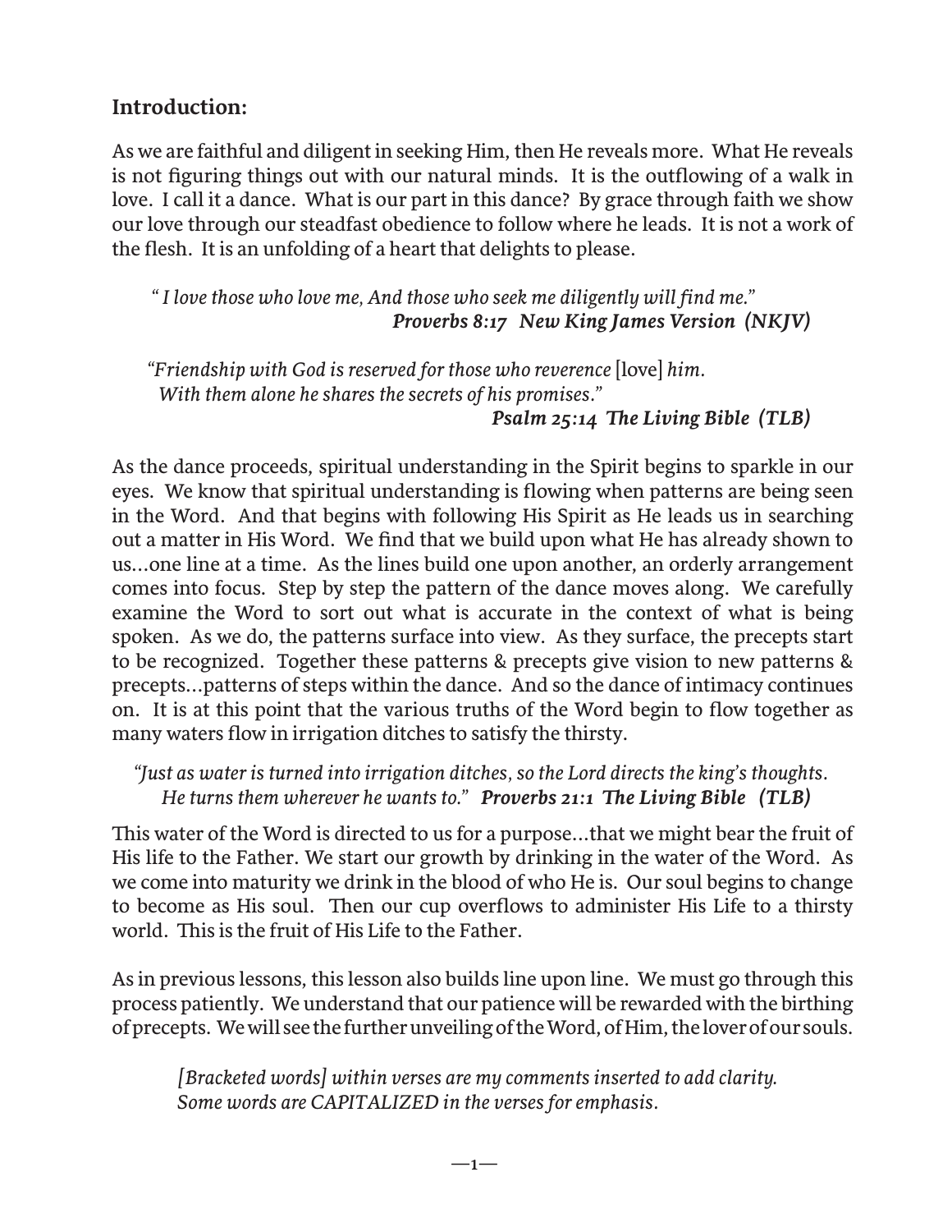## Introduction:

As we are faithful and diligent in seeking Him, then He reveals more. What He reveals is not figuring things out with our natural minds. It is the outflowing of a walk in love. I call it a dance. What is our part in this dance? By grace through faith we show our love through our steadfast obedience to follow where he leads. It is not a work of the flesh. It is an unfolding of a heart that delights to please.

> *" I love those who love me, And those who seek me diligently will find me."*
> ***Proverbs 8:17 New King James Version (NKJV)***

> *"Friendship with God is reserved for those who reverence* [love] *him.*
> *With them alone he shares the secrets of his promises."*
> ***Psalm 25:14 The Living Bible (TLB)***

As the dance proceeds, spiritual understanding in the Spirit begins to sparkle in our eyes. We know that spiritual understanding is flowing when patterns are being seen in the Word. And that begins with following His Spirit as He leads us in searching out a matter in His Word. We find that we build upon what He has already shown to us...one line at a time. As the lines build one upon another, an orderly arrangement comes into focus. Step by step the pattern of the dance moves along. We carefully examine the Word to sort out what is accurate in the context of what is being spoken. As we do, the patterns surface into view. As they surface, the precepts start to be recognized. Together these patterns & precepts give vision to new patterns & precepts...patterns of steps within the dance. And so the dance of intimacy continues on. It is at this point that the various truths of the Word begin to flow together as many waters flow in irrigation ditches to satisfy the thirsty.

> *"Just as water is turned into irrigation ditches, so the Lord directs the king's thoughts. He turns them wherever he wants to."* ***Proverbs 21:1 The Living Bible (TLB)***

This water of the Word is directed to us for a purpose...that we might bear the fruit of His life to the Father. We start our growth by drinking in the water of the Word. As we come into maturity we drink in the blood of who He is. Our soul begins to change to become as His soul. Then our cup overflows to administer His Life to a thirsty world. This is the fruit of His Life to the Father.

As in previous lessons, this lesson also builds line upon line. We must go through this process patiently. We understand that our patience will be rewarded with the birthing of precepts. We will see the further unveiling of the Word, of Him, the lover of our souls.

> *[Bracketed words] within verses are my comments inserted to add clarity.*
> *Some words are CAPITALIZED in the verses for emphasis.*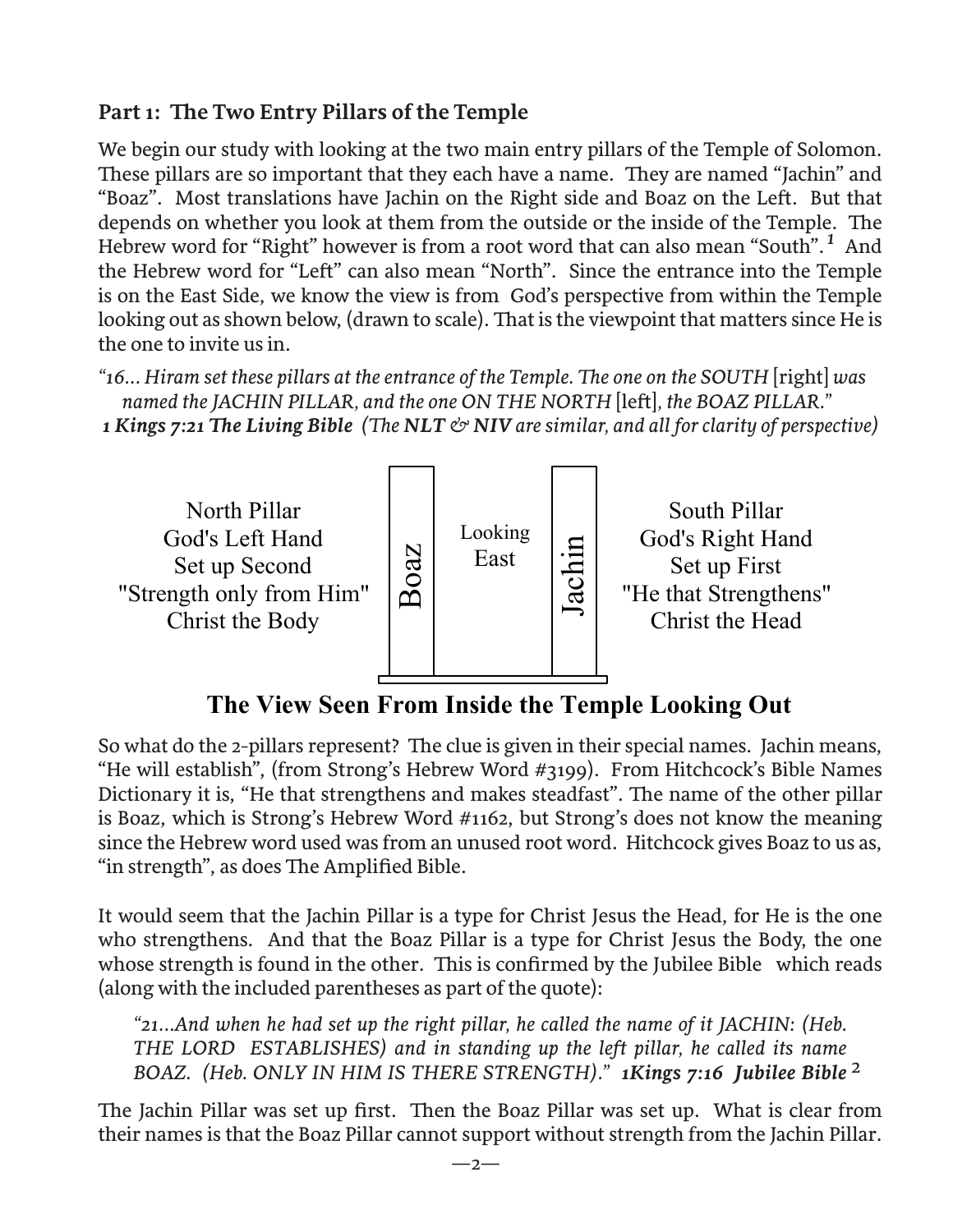## Part 1: The Two Entry Pillars of the Temple

We begin our study with looking at the two main entry pillars of the Temple of Solomon. These pillars are so important that they each have a name. They are named "Jachin" and "Boaz". Most translations have Jachin on the Right side and Boaz on the Left. But that depends on whether you look at them from the outside or the inside of the Temple. The Hebrew word for "Right" however is from a root word that can also mean "South".[1] And the Hebrew word for "Left" can also mean "North". Since the entrance into the Temple is on the East Side, we know the view is from God's perspective from within the Temple looking out as shown below, (drawn to scale). That is the viewpoint that matters since He is the one to invite us in.

*"16... Hiram set these pillars at the entrance of the Temple. The one on the SOUTH* [right] *was named the JACHIN PILLAR, and the one ON THE NORTH* [left], *the BOAZ PILLAR."*
***1 Kings 7:21 The Living Bible*** *(The **NLT & NIV** are similar, and all for clarity of perspective)*

| North Pillar | Boaz | Looking East | Jachin | South Pillar |
|---|---|---|---|---|
| God's Left Hand | | | | God's Right Hand |
| Set up Second | | | | Set up First |
| "Strength only from Him" | | | | "He that Strengthens" |
| Christ the Body | | | | Christ the Head |

**The View Seen From Inside the Temple Looking Out**

So what do the 2-pillars represent? The clue is given in their special names. Jachin means, "He will establish", (from Strong's Hebrew Word #3199). From Hitchcock's Bible Names Dictionary it is, "He that strengthens and makes steadfast". The name of the other pillar is Boaz, which is Strong's Hebrew Word #1162, but Strong's does not know the meaning since the Hebrew word used was from an unused root word. Hitchcock gives Boaz to us as, "in strength", as does The Amplified Bible.

It would seem that the Jachin Pillar is a type for Christ Jesus the Head, for He is the one who strengthens. And that the Boaz Pillar is a type for Christ Jesus the Body, the one whose strength is found in the other. This is confirmed by the Jubilee Bible which reads (along with the included parentheses as part of the quote):

> *"21...And when he had set up the right pillar, he called the name of it JACHIN: (Heb. THE LORD ESTABLISHES) and in standing up the left pillar, he called its name BOAZ. (Heb. ONLY IN HIM IS THERE STRENGTH)."* ***1Kings 7:16 Jubilee Bible*** [2]

The Jachin Pillar was set up first. Then the Boaz Pillar was set up. What is clear from their names is that the Boaz Pillar cannot support without strength from the Jachin Pillar.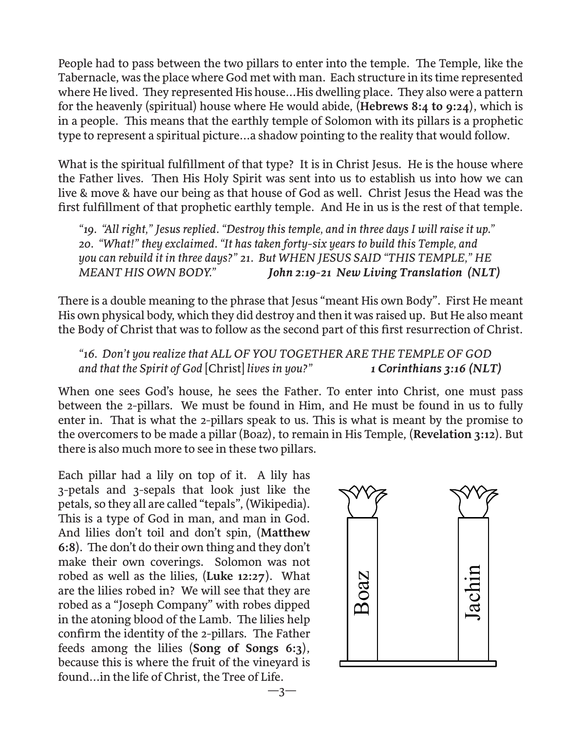People had to pass between the two pillars to enter into the temple. The Temple, like the Tabernacle, was the place where God met with man. Each structure in its time represented where He lived. They represented His house…His dwelling place. They also were a pattern for the heavenly (spiritual) house where He would abide, (**Hebrews 8:4 to 9:24**), which is in a people. This means that the earthly temple of Solomon with its pillars is a prophetic type to represent a spiritual picture…a shadow pointing to the reality that would follow.

What is the spiritual fulfillment of that type? It is in Christ Jesus. He is the house where the Father lives. Then His Holy Spirit was sent into us to establish us into how we can live & move & have our being as that house of God as well. Christ Jesus the Head was the first fulfillment of that prophetic earthly temple. And He in us is the rest of that temple.

> *"19. "All right," Jesus replied. "Destroy this temple, and in three days I will raise it up." 20. "What!" they exclaimed. "It has taken forty-six years to build this Temple, and you can rebuild it in three days?" 21. But WHEN JESUS SAID "THIS TEMPLE," HE MEANT HIS OWN BODY."* ***John 2:19-21 New Living Translation (NLT)***

There is a double meaning to the phrase that Jesus "meant His own Body". First He meant His own physical body, which they did destroy and then it was raised up. But He also meant the Body of Christ that was to follow as the second part of this first resurrection of Christ.

> *"16. Don't you realize that ALL OF YOU TOGETHER ARE THE TEMPLE OF GOD and that the Spirit of God* [Christ] *lives in you?"* ***1 Corinthians 3:16 (NLT)***

When one sees God's house, he sees the Father. To enter into Christ, one must pass between the 2-pillars. We must be found in Him, and He must be found in us to fully enter in. That is what the 2-pillars speak to us. This is what is meant by the promise to the overcomers to be made a pillar (Boaz), to remain in His Temple, (**Revelation 3:12**). But there is also much more to see in these two pillars.

Each pillar had a lily on top of it. A lily has 3-petals and 3-sepals that look just like the petals, so they all are called "tepals", (Wikipedia). This is a type of God in man, and man in God. And lilies don't toil and don't spin, (**Matthew 6:8**). The don't do their own thing and they don't make their own coverings. Solomon was not robed as well as the lilies, (**Luke 12:27**). What are the lilies robed in? We will see that they are robed as a "Joseph Company" with robes dipped in the atoning blood of the Lamb. The lilies help confirm the identity of the 2-pillars. The Father feeds among the lilies (**Song of Songs 6:3**), because this is where the fruit of the vineyard is found…in the life of Christ, the Tree of Life.

Boaz

Jachin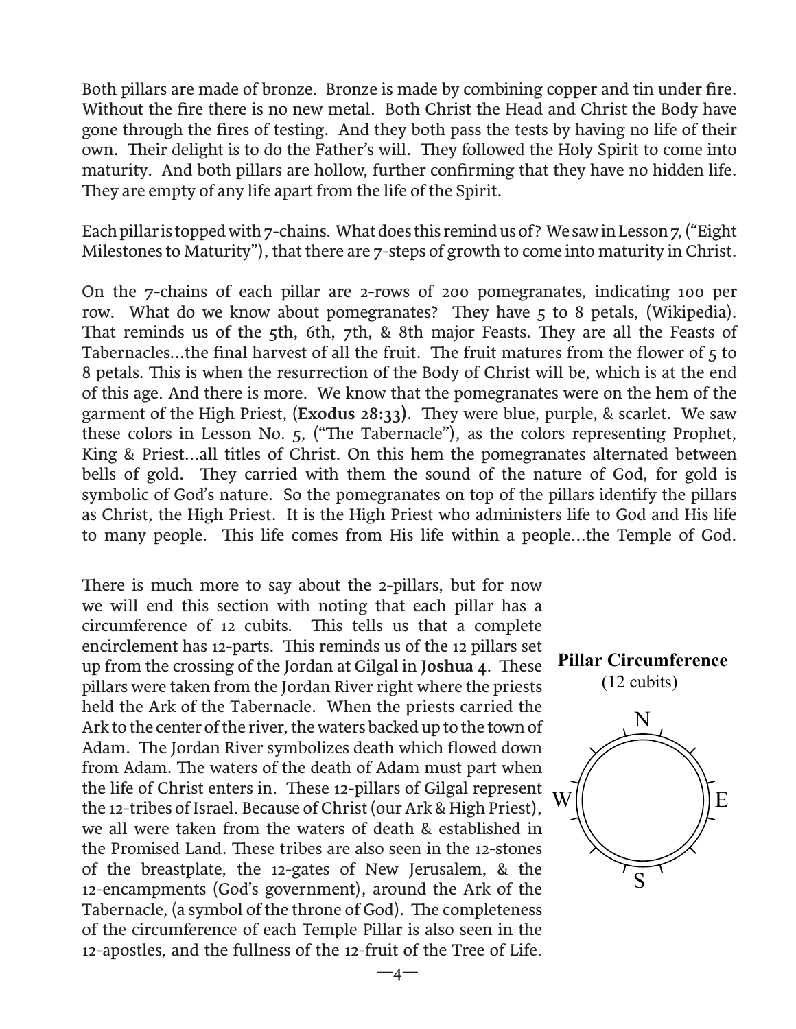Both pillars are made of bronze. Bronze is made by combining copper and tin under fire. Without the fire there is no new metal. Both Christ the Head and Christ the Body have gone through the fires of testing. And they both pass the tests by having no life of their own. Their delight is to do the Father's will. They followed the Holy Spirit to come into maturity. And both pillars are hollow, further confirming that they have no hidden life. They are empty of any life apart from the life of the Spirit.

Each pillar is topped with 7-chains. What does this remind us of? We saw in Lesson 7, ("Eight Milestones to Maturity"), that there are 7-steps of growth to come into maturity in Christ.

On the 7-chains of each pillar are 2-rows of 200 pomegranates, indicating 100 per row. What do we know about pomegranates? They have 5 to 8 petals, (Wikipedia). That reminds us of the 5th, 6th, 7th, & 8th major Feasts. They are all the Feasts of Tabernacles...the final harvest of all the fruit. The fruit matures from the flower of 5 to 8 petals. This is when the resurrection of the Body of Christ will be, which is at the end of this age. And there is more. We know that the pomegranates were on the hem of the garment of the High Priest, (**Exodus 28:33**). They were blue, purple, & scarlet. We saw these colors in Lesson No. 5, ("The Tabernacle"), as the colors representing Prophet, King & Priest...all titles of Christ. On this hem the pomegranates alternated between bells of gold. They carried with them the sound of the nature of God, for gold is symbolic of God's nature. So the pomegranates on top of the pillars identify the pillars as Christ, the High Priest. It is the High Priest who administers life to God and His life to many people. This life comes from His life within a people...the Temple of God.

There is much more to say about the 2-pillars, but for now we will end this section with noting that each pillar has a circumference of 12 cubits. This tells us that a complete encirclement has 12-parts. This reminds us of the 12 pillars set up from the crossing of the Jordan at Gilgal in **Joshua 4**. These pillars were taken from the Jordan River right where the priests held the Ark of the Tabernacle. When the priests carried the Ark to the center of the river, the waters backed up to the town of Adam. The Jordan River symbolizes death which flowed down from Adam. The waters of the death of Adam must part when the life of Christ enters in. These 12-pillars of Gilgal represent the 12-tribes of Israel. Because of Christ (our Ark & High Priest), we all were taken from the waters of death & established in the Promised Land. These tribes are also seen in the 12-stones of the breastplate, the 12-gates of New Jerusalem, & the 12-encampments (God's government), around the Ark of the Tabernacle, (a symbol of the throne of God). The completeness of the circumference of each Temple Pillar is also seen in the 12-apostles, and the fullness of the 12-fruit of the Tree of Life.

**Pillar Circumference**
(12 cubits)

N

W E

S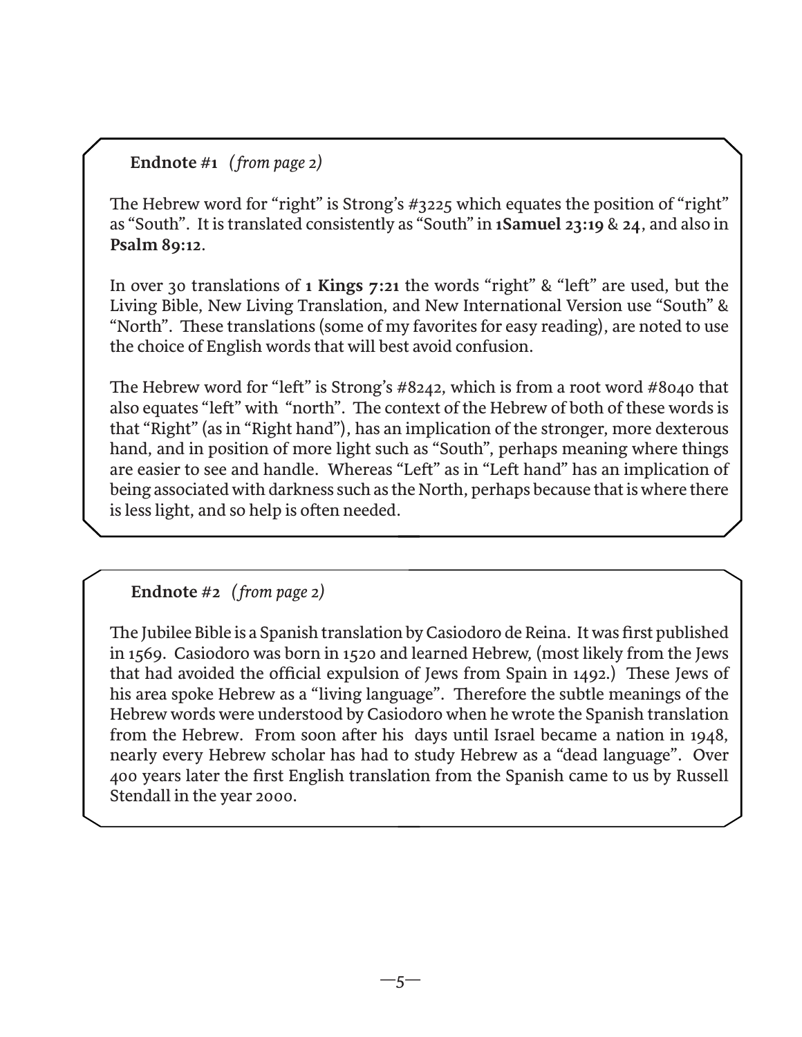**Endnote #1** *(from page 2)*

The Hebrew word for "right" is Strong's #3225 which equates the position of "right" as "South". It is translated consistently as "South" in **1Samuel 23:19** & **24**, and also in **Psalm 89:12**.

In over 30 translations of **1 Kings 7:21** the words "right" & "left" are used, but the Living Bible, New Living Translation, and New International Version use "South" & "North". These translations (some of my favorites for easy reading), are noted to use the choice of English words that will best avoid confusion.

The Hebrew word for "left" is Strong's #8242, which is from a root word #8040 that also equates "left" with "north". The context of the Hebrew of both of these words is that "Right" (as in "Right hand"), has an implication of the stronger, more dexterous hand, and in position of more light such as "South", perhaps meaning where things are easier to see and handle. Whereas "Left" as in "Left hand" has an implication of being associated with darkness such as the North, perhaps because that is where there is less light, and so help is often needed.

**Endnote #2** *(from page 2)*

The Jubilee Bible is a Spanish translation by Casiodoro de Reina. It was first published in 1569. Casiodoro was born in 1520 and learned Hebrew, (most likely from the Jews that had avoided the official expulsion of Jews from Spain in 1492.) These Jews of his area spoke Hebrew as a "living language". Therefore the subtle meanings of the Hebrew words were understood by Casiodoro when he wrote the Spanish translation from the Hebrew. From soon after his days until Israel became a nation in 1948, nearly every Hebrew scholar has had to study Hebrew as a "dead language". Over 400 years later the first English translation from the Spanish came to us by Russell Stendall in the year 2000.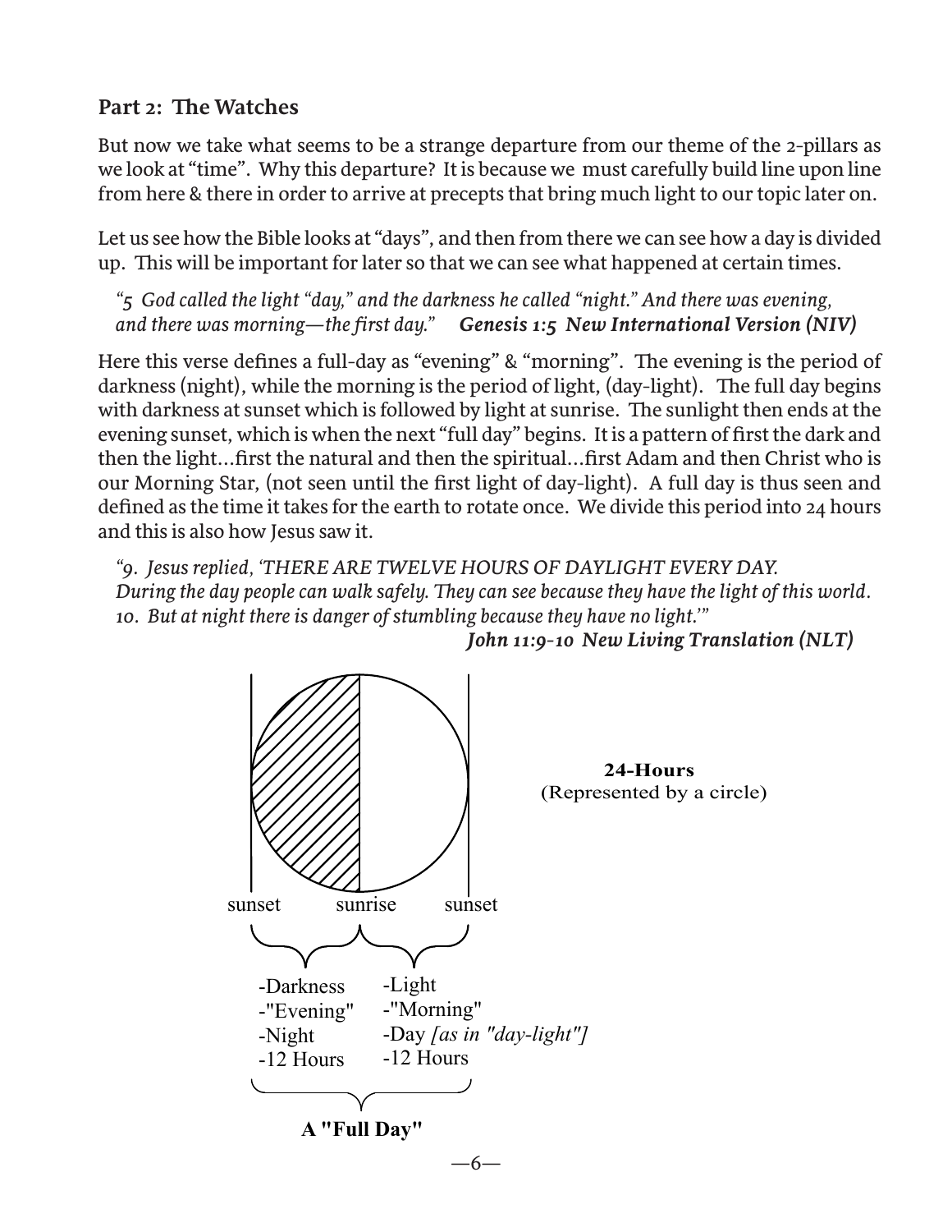## Part 2: The Watches

But now we take what seems to be a strange departure from our theme of the 2-pillars as we look at "time". Why this departure? It is because we must carefully build line upon line from here & there in order to arrive at precepts that bring much light to our topic later on.

Let us see how the Bible looks at "days", and then from there we can see how a day is divided up. This will be important for later so that we can see what happened at certain times.

> *"5 God called the light "day," and the darkness he called "night." And there was evening, and there was morning—the first day."* ***Genesis 1:5 New International Version (NIV)***

Here this verse defines a full-day as "evening" & "morning". The evening is the period of darkness (night), while the morning is the period of light, (day-light). The full day begins with darkness at sunset which is followed by light at sunrise. The sunlight then ends at the evening sunset, which is when the next "full day" begins. It is a pattern of first the dark and then the light...first the natural and then the spiritual...first Adam and then Christ who is our Morning Star, (not seen until the first light of day-light). A full day is thus seen and defined as the time it takes for the earth to rotate once. We divide this period into 24 hours and this is also how Jesus saw it.

> *"9. Jesus replied, 'THERE ARE TWELVE HOURS OF DAYLIGHT EVERY DAY. During the day people can walk safely. They can see because they have the light of this world. 10. But at night there is danger of stumbling because they have no light.'"*
>
> ***John 11:9-10 New Living Translation (NLT)***

**24-Hours**
(Represented by a circle)

sunset — sunrise — sunset

| sunset → sunrise | sunrise → sunset |
|---|---|
| -Darkness | -Light |
| -"Evening" | -"Morning" |
| -Night | -Day *[as in "day-light"]* |
| -12 Hours | -12 Hours |

**A "Full Day"**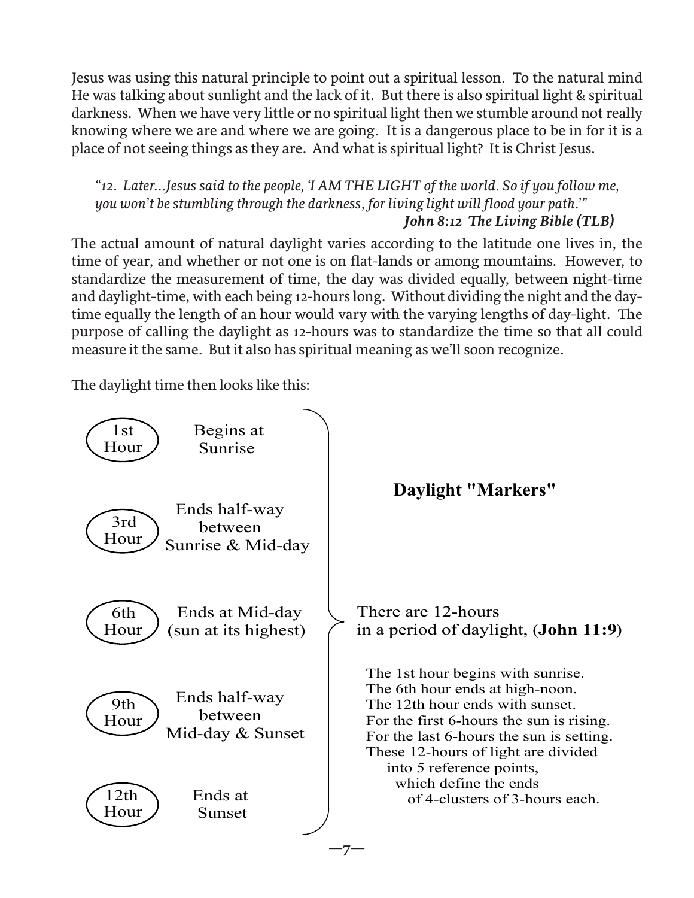Jesus was using this natural principle to point out a spiritual lesson. To the natural mind He was talking about sunlight and the lack of it. But there is also spiritual light & spiritual darkness. When we have very little or no spiritual light then we stumble around not really knowing where we are and where we are going. It is a dangerous place to be in for it is a place of not seeing things as they are. And what is spiritual light? It is Christ Jesus.

> *"12. Later...Jesus said to the people, 'I AM THE LIGHT of the world. So if you follow me, you won't be stumbling through the darkness, for living light will flood your path.'"*
> ***John 8:12 The Living Bible (TLB)***

The actual amount of natural daylight varies according to the latitude one lives in, the time of year, and whether or not one is on flat-lands or among mountains. However, to standardize the measurement of time, the day was divided equally, between night-time and daylight-time, with each being 12-hours long. Without dividing the night and the day-time equally the length of an hour would vary with the varying lengths of day-light. The purpose of calling the daylight as 12-hours was to standardize the time so that all could measure it the same. But it also has spiritual meaning as we'll soon recognize.

The daylight time then looks like this:

| Hour | Marker |
| --- | --- |
| 1st Hour | Begins at Sunrise |
| 3rd Hour | Ends half-way between Sunrise & Mid-day |
| 6th Hour | Ends at Mid-day (sun at its highest) |
| 9th Hour | Ends half-way between Mid-day & Sunset |
| 12th Hour | Ends at Sunset |

**Daylight "Markers"**

There are 12-hours in a period of daylight, (**John 11:9**)

The 1st hour begins with sunrise.
The 6th hour ends at high-noon.
The 12th hour ends with sunset.
For the first 6-hours the sun is rising.
For the last 6-hours the sun is setting.
These 12-hours of light are divided into 5 reference points, which define the ends of 4-clusters of 3-hours each.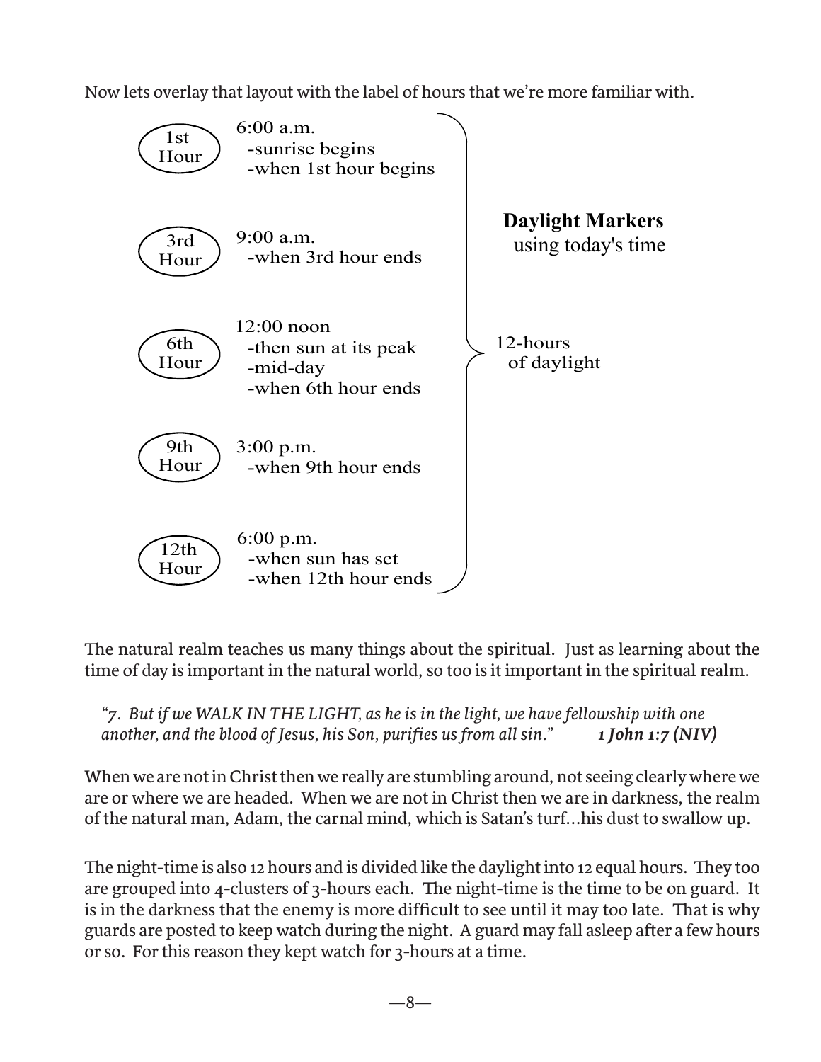Now lets overlay that layout with the label of hours that we're more familiar with.

**Daylight Markers** using today's time — 12-hours of daylight

| Hour | Time |
| --- | --- |
| 1st Hour | 6:00 a.m.<br>-sunrise begins<br>-when 1st hour begins |
| 3rd Hour | 9:00 a.m.<br>-when 3rd hour ends |
| 6th Hour | 12:00 noon<br>-then sun at its peak<br>-mid-day<br>-when 6th hour ends |
| 9th Hour | 3:00 p.m.<br>-when 9th hour ends |
| 12th Hour | 6:00 p.m.<br>-when sun has set<br>-when 12th hour ends |

The natural realm teaches us many things about the spiritual. Just as learning about the time of day is important in the natural world, so too is it important in the spiritual realm.

> *"7. But if we WALK IN THE LIGHT, as he is in the light, we have fellowship with one another, and the blood of Jesus, his Son, purifies us from all sin."* ***1 John 1:7 (NIV)***

When we are not in Christ then we really are stumbling around, not seeing clearly where we are or where we are headed. When we are not in Christ then we are in darkness, the realm of the natural man, Adam, the carnal mind, which is Satan's turf...his dust to swallow up.

The night-time is also 12 hours and is divided like the daylight into 12 equal hours. They too are grouped into 4-clusters of 3-hours each. The night-time is the time to be on guard. It is in the darkness that the enemy is more difficult to see until it may too late. That is why guards are posted to keep watch during the night. A guard may fall asleep after a few hours or so. For this reason they kept watch for 3-hours at a time.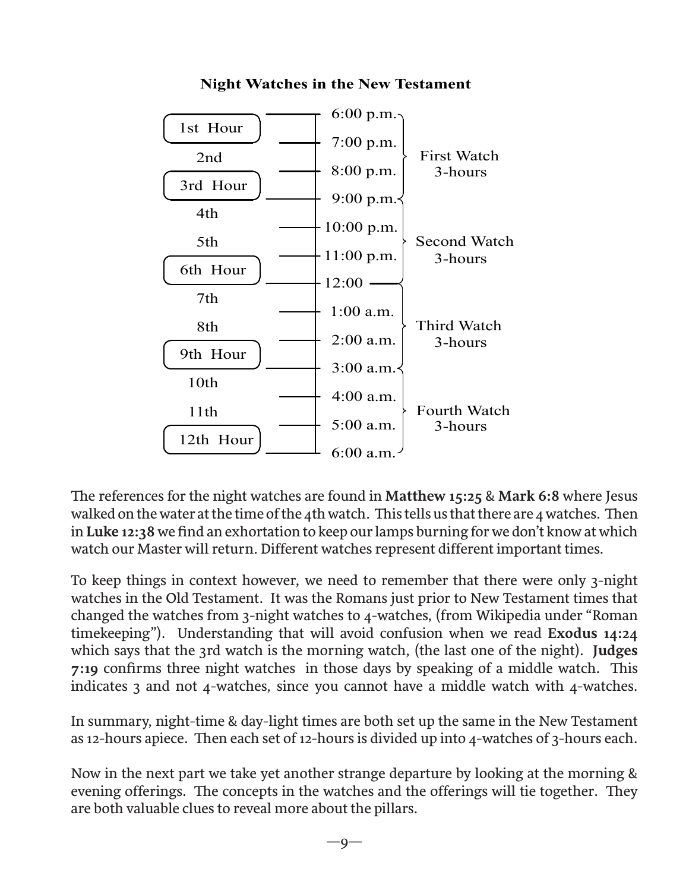**Night Watches in the New Testament**

| Hour | Time | Watch |
|---|---|---|
| 1st Hour | 6:00 p.m. – 7:00 p.m. | First Watch 3-hours |
| 2nd | 7:00 p.m. – 8:00 p.m. | |
| 3rd Hour | 8:00 p.m. – 9:00 p.m. | |
| 4th | 9:00 p.m. – 10:00 p.m. | Second Watch 3-hours |
| 5th | 10:00 p.m. – 11:00 p.m. | |
| 6th Hour | 11:00 p.m. – 12:00 | |
| 7th | 12:00 – 1:00 a.m. | Third Watch 3-hours |
| 8th | 1:00 a.m. – 2:00 a.m. | |
| 9th Hour | 2:00 a.m. – 3:00 a.m. | |
| 10th | 3:00 a.m. – 4:00 a.m. | Fourth Watch 3-hours |
| 11th | 4:00 a.m. – 5:00 a.m. | |
| 12th Hour | 5:00 a.m. – 6:00 a.m. | |

The references for the night watches are found in **Matthew 15:25** & **Mark 6:8** where Jesus walked on the water at the time of the 4th watch. This tells us that there are 4 watches. Then in **Luke 12:38** we find an exhortation to keep our lamps burning for we don't know at which watch our Master will return. Different watches represent different important times.

To keep things in context however, we need to remember that there were only 3-night watches in the Old Testament. It was the Romans just prior to New Testament times that changed the watches from 3-night watches to 4-watches, (from Wikipedia under "Roman timekeeping"). Understanding that will avoid confusion when we read **Exodus 14:24** which says that the 3rd watch is the morning watch, (the last one of the night). **Judges 7:19** confirms three night watches in those days by speaking of a middle watch. This indicates 3 and not 4-watches, since you cannot have a middle watch with 4-watches.

In summary, night-time & day-light times are both set up the same in the New Testament as 12-hours apiece. Then each set of 12-hours is divided up into 4-watches of 3-hours each.

Now in the next part we take yet another strange departure by looking at the morning & evening offerings. The concepts in the watches and the offerings will tie together. They are both valuable clues to reveal more about the pillars.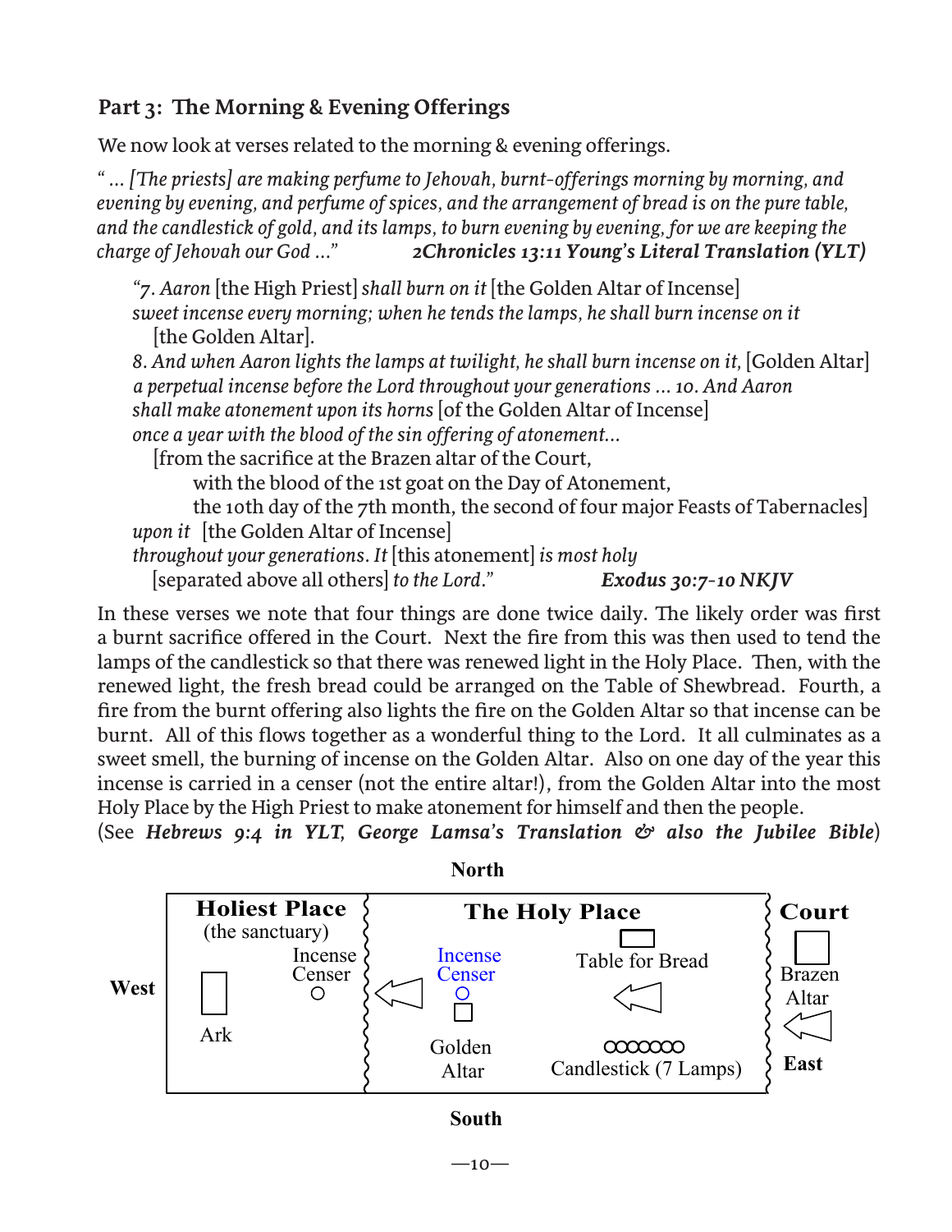## Part 3: The Morning & Evening Offerings

We now look at verses related to the morning & evening offerings.

*" ... [The priests] are making perfume to Jehovah, burnt-offerings morning by morning, and evening by evening, and perfume of spices, and the arrangement of bread is on the pure table, and the candlestick of gold, and its lamps, to burn evening by evening, for we are keeping the charge of Jehovah our God ..."* ***2Chronicles 13:11 Young's Literal Translation (YLT)***

> *"7. Aaron* [the High Priest] *shall burn on it* [the Golden Altar of Incense] *sweet incense every morning; when he tends the lamps, he shall burn incense on it* [the Golden Altar].
> *8. And when Aaron lights the lamps at twilight, he shall burn incense on it,* [Golden Altar] *a perpetual incense before the Lord throughout your generations ... 10. And Aaron shall make atonement upon its horns* [of the Golden Altar of Incense] *once a year with the blood of the sin offering of atonement...*
> [from the sacrifice at the Brazen altar of the Court,
> with the blood of the 1st goat on the Day of Atonement,
> the 10th day of the 7th month, the second of four major Feasts of Tabernacles]
> *upon it* [the Golden Altar of Incense]
> *throughout your generations. It* [this atonement] *is most holy* [separated above all others] *to the Lord."* ***Exodus 30:7-10 NKJV***

In these verses we note that four things are done twice daily. The likely order was first a burnt sacrifice offered in the Court. Next the fire from this was then used to tend the lamps of the candlestick so that there was renewed light in the Holy Place. Then, with the renewed light, the fresh bread could be arranged on the Table of Shewbread. Fourth, a fire from the burnt offering also lights the fire on the Golden Altar so that incense can be burnt. All of this flows together as a wonderful thing to the Lord. It all culminates as a sweet smell, the burning of incense on the Golden Altar. Also on one day of the year this incense is carried in a censer (not the entire altar!), from the Golden Altar into the most Holy Place by the High Priest to make atonement for himself and then the people.
(See ***Hebrews 9:4 in YLT, George Lamsa's Translation & also the Jubilee Bible***)

North

| West | **Holiest Place** (the sanctuary) — Incense Censer, Ark | **The Holy Place** — Incense Censer, Golden Altar, Table for Bread, Candlestick (7 Lamps) | **Court** — Brazen Altar | East |
|---|---|---|---|---|

South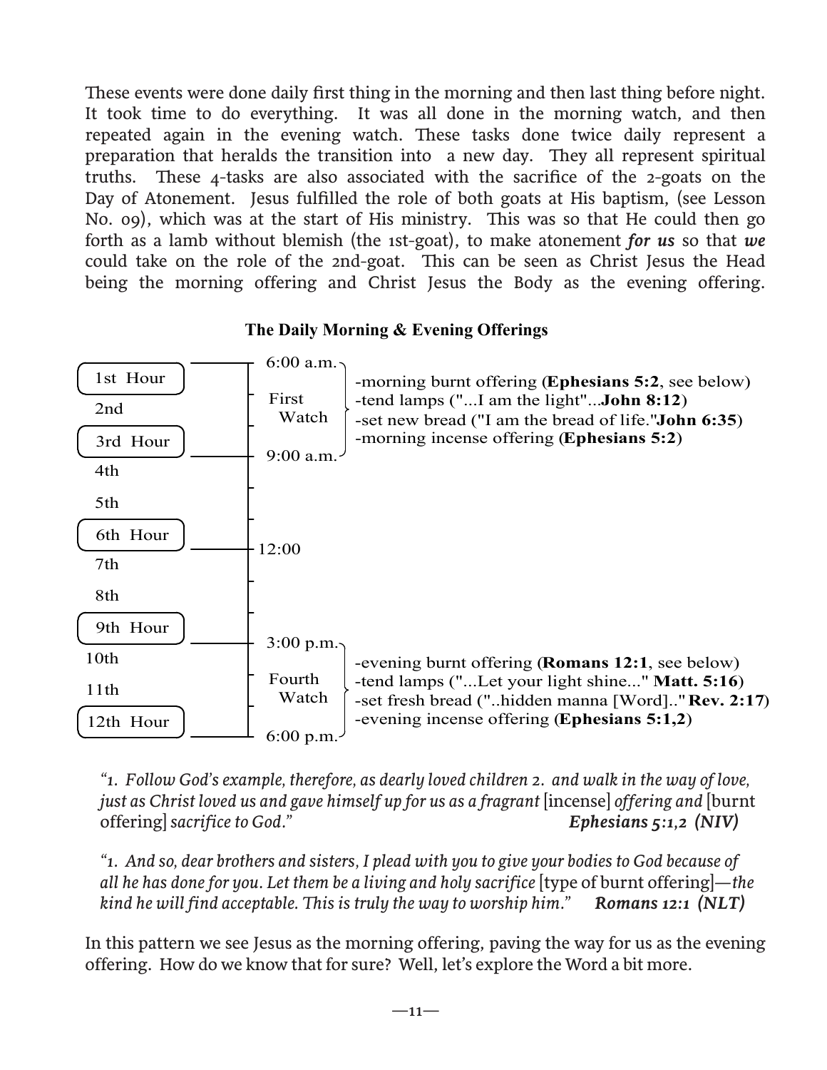These events were done daily first thing in the morning and then last thing before night. It took time to do everything. It was all done in the morning watch, and then repeated again in the evening watch. These tasks done twice daily represent a preparation that heralds the transition into a new day. They all represent spiritual truths. These 4-tasks are also associated with the sacrifice of the 2-goats on the Day of Atonement. Jesus fulfilled the role of both goats at His baptism, (see Lesson No. 09), which was at the start of His ministry. This was so that He could then go forth as a lamb without blemish (the 1st-goat), to make atonement ***for us*** so that ***we*** could take on the role of the 2nd-goat. This can be seen as Christ Jesus the Head being the morning offering and Christ Jesus the Body as the evening offering.

**The Daily Morning & Evening Offerings**

| Hour | Time | Watch | Offerings |
|---|---|---|---|
| 1st Hour | 6:00 a.m. | First Watch | -morning burnt offering (**Ephesians 5:2**, see below)<br>-tend lamps ("...I am the light"...**John 8:12**)<br>-set new bread ("I am the bread of life."**John 6:35**)<br>-morning incense offering (**Ephesians 5:2**) |
| 2nd | | | |
| 3rd Hour | 9:00 a.m. | | |
| 4th | | | |
| 5th | | | |
| 6th Hour | 12:00 | | |
| 7th | | | |
| 8th | | | |
| 9th Hour | 3:00 p.m. | Fourth Watch | -evening burnt offering (**Romans 12:1**, see below)<br>-tend lamps ("...Let your light shine..." **Matt. 5:16**)<br>-set fresh bread ("..hidden manna [Word].." **Rev. 2:17**)<br>-evening incense offering (**Ephesians 5:1,2**) |
| 10th | | | |
| 11th | | | |
| 12th Hour | 6:00 p.m. | | |

*"1. Follow God's example, therefore, as dearly loved children 2. and walk in the way of love, just as Christ loved us and gave himself up for us as a fragrant* [incense] *offering and* [burnt offering] *sacrifice to God."* ***Ephesians 5:1,2 (NIV)***

*"1. And so, dear brothers and sisters, I plead with you to give your bodies to God because of all he has done for you. Let them be a living and holy sacrifice* [type of burnt offering]*—the kind he will find acceptable. This is truly the way to worship him."* ***Romans 12:1 (NLT)***

In this pattern we see Jesus as the morning offering, paving the way for us as the evening offering. How do we know that for sure? Well, let's explore the Word a bit more.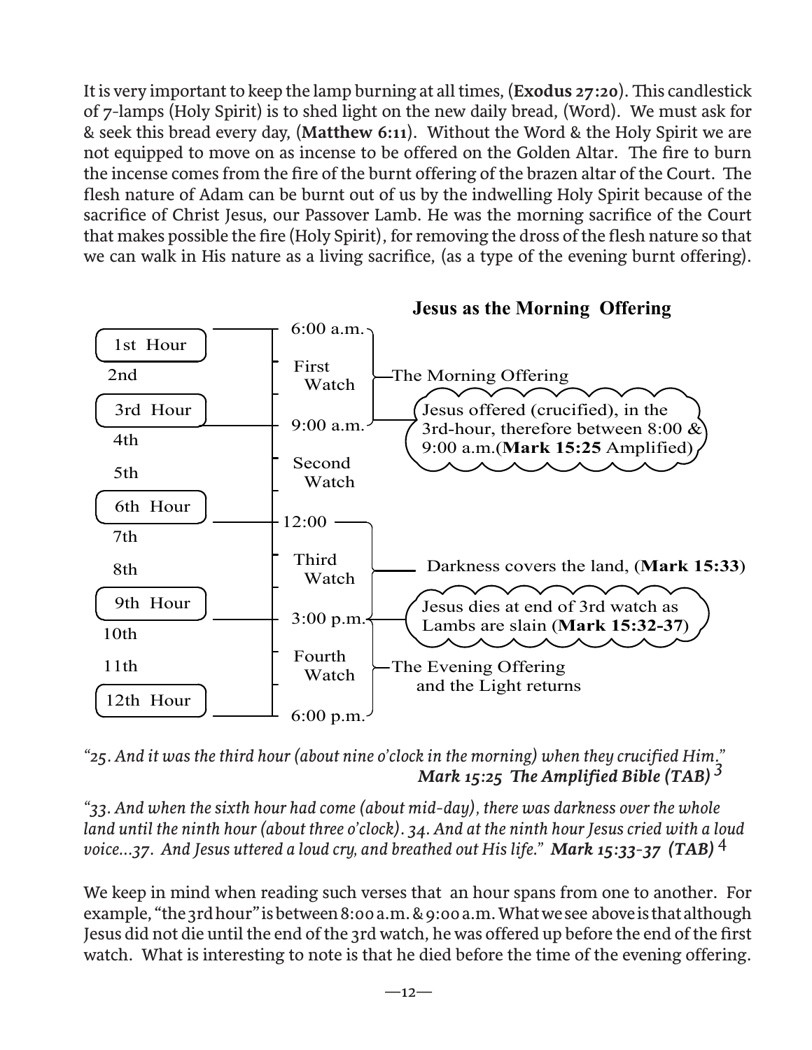It is very important to keep the lamp burning at all times, (**Exodus 27:20**). This candlestick of 7-lamps (Holy Spirit) is to shed light on the new daily bread, (Word). We must ask for & seek this bread every day, (**Matthew 6:11**). Without the Word & the Holy Spirit we are not equipped to move on as incense to be offered on the Golden Altar. The fire to burn the incense comes from the fire of the burnt offering of the brazen altar of the Court. The flesh nature of Adam can be burnt out of us by the indwelling Holy Spirit because of the sacrifice of Christ Jesus, our Passover Lamb. He was the morning sacrifice of the Court that makes possible the fire (Holy Spirit), for removing the dross of the flesh nature so that we can walk in His nature as a living sacrifice, (as a type of the evening burnt offering).

**Jesus as the Morning Offering**

| Hour | Time | Watch | Event |
|---|---|---|---|
| 1st Hour | 6:00 a.m. | First Watch | The Morning Offering |
| 2nd | | | |
| 3rd Hour | 9:00 a.m. | | Jesus offered (crucified), in the 3rd-hour, therefore between 8:00 & 9:00 a.m.(**Mark 15:25** Amplified) |
| 4th | | Second Watch | |
| 5th | | | |
| 6th Hour | 12:00 | Third Watch | Darkness covers the land, (**Mark 15:33**) |
| 7th | | | |
| 8th | | | |
| 9th Hour | 3:00 p.m. | | Jesus dies at end of 3rd watch as Lambs are slain (**Mark 15:32-37**) |
| 10th | | Fourth Watch | The Evening Offering and the Light returns |
| 11th | | | |
| 12th Hour | 6:00 p.m. | | |

*"25. And it was the third hour (about nine o'clock in the morning) when they crucified Him."*
***Mark 15:25 The Amplified Bible (TAB)*** [3]

*"33. And when the sixth hour had come (about mid-day), there was darkness over the whole land until the ninth hour (about three o'clock). 34. And at the ninth hour Jesus cried with a loud voice...37. And Jesus uttered a loud cry, and breathed out His life."* ***Mark 15:33-37 (TAB)*** [4]

We keep in mind when reading such verses that an hour spans from one to another. For example, "the 3rd hour" is between 8:00 a.m. & 9:00 a.m. What we see above is that although Jesus did not die until the end of the 3rd watch, he was offered up before the end of the first watch. What is interesting to note is that he died before the time of the evening offering.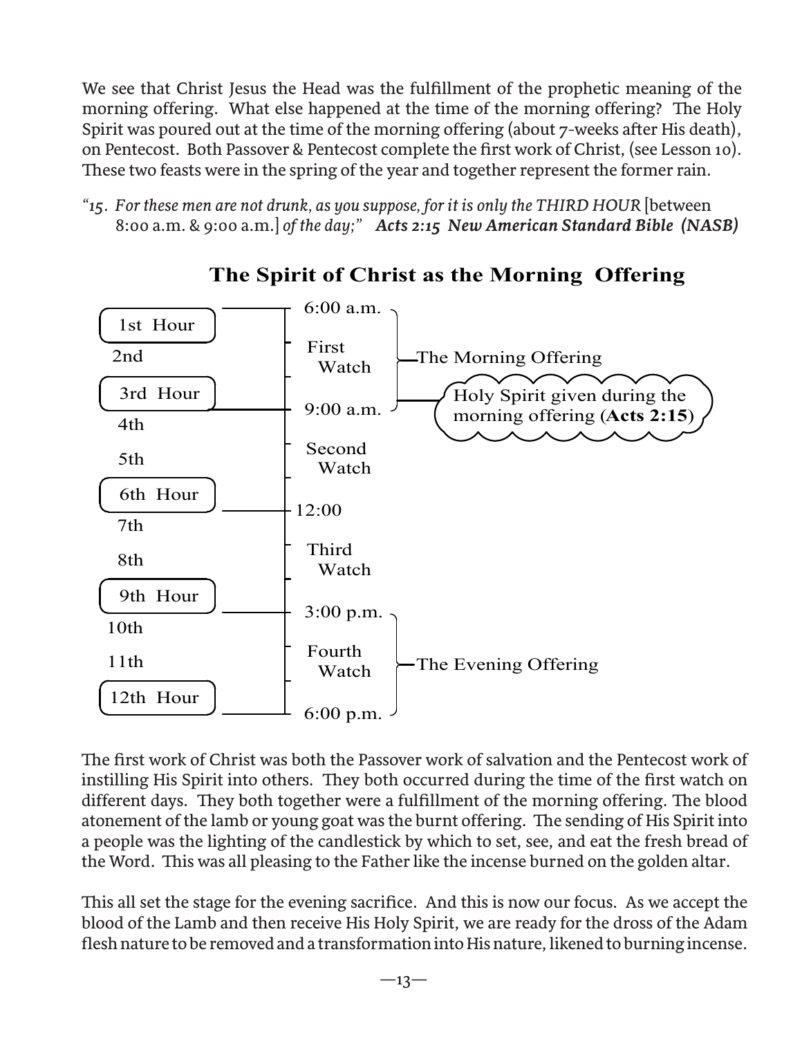We see that Christ Jesus the Head was the fulfillment of the prophetic meaning of the morning offering. What else happened at the time of the morning offering? The Holy Spirit was poured out at the time of the morning offering (about 7-weeks after His death), on Pentecost. Both Passover & Pentecost complete the first work of Christ, (see Lesson 10). These two feasts were in the spring of the year and together represent the former rain.

*"15. For these men are not drunk, as you suppose, for it is only the THIRD HOUR* [between 8:00 a.m. & 9:00 a.m.] *of the day;"* ***Acts 2:15 New American Standard Bible (NASB)***

## The Spirit of Christ as the Morning Offering

| Hour | Time | Watch | Offering |
|---|---|---|---|
| 1st Hour | 6:00 a.m. | | The Morning Offering |
| 2nd | | First Watch | The Morning Offering |
| 3rd Hour | 9:00 a.m. | | Holy Spirit given during the morning offering (**Acts 2:15**) |
| 4th | | | |
| 5th | | Second Watch | |
| 6th Hour | 12:00 | | |
| 7th | | | |
| 8th | | Third Watch | |
| 9th Hour | 3:00 p.m. | | The Evening Offering |
| 10th | | | The Evening Offering |
| 11th | | Fourth Watch | The Evening Offering |
| 12th Hour | 6:00 p.m. | | The Evening Offering |

The first work of Christ was both the Passover work of salvation and the Pentecost work of instilling His Spirit into others. They both occurred during the time of the first watch on different days. They both together were a fulfillment of the morning offering. The blood atonement of the lamb or young goat was the burnt offering. The sending of His Spirit into a people was the lighting of the candlestick by which to set, see, and eat the fresh bread of the Word. This was all pleasing to the Father like the incense burned on the golden altar.

This all set the stage for the evening sacrifice. And this is now our focus. As we accept the blood of the Lamb and then receive His Holy Spirit, we are ready for the dross of the Adam flesh nature to be removed and a transformation into His nature, likened to burning incense.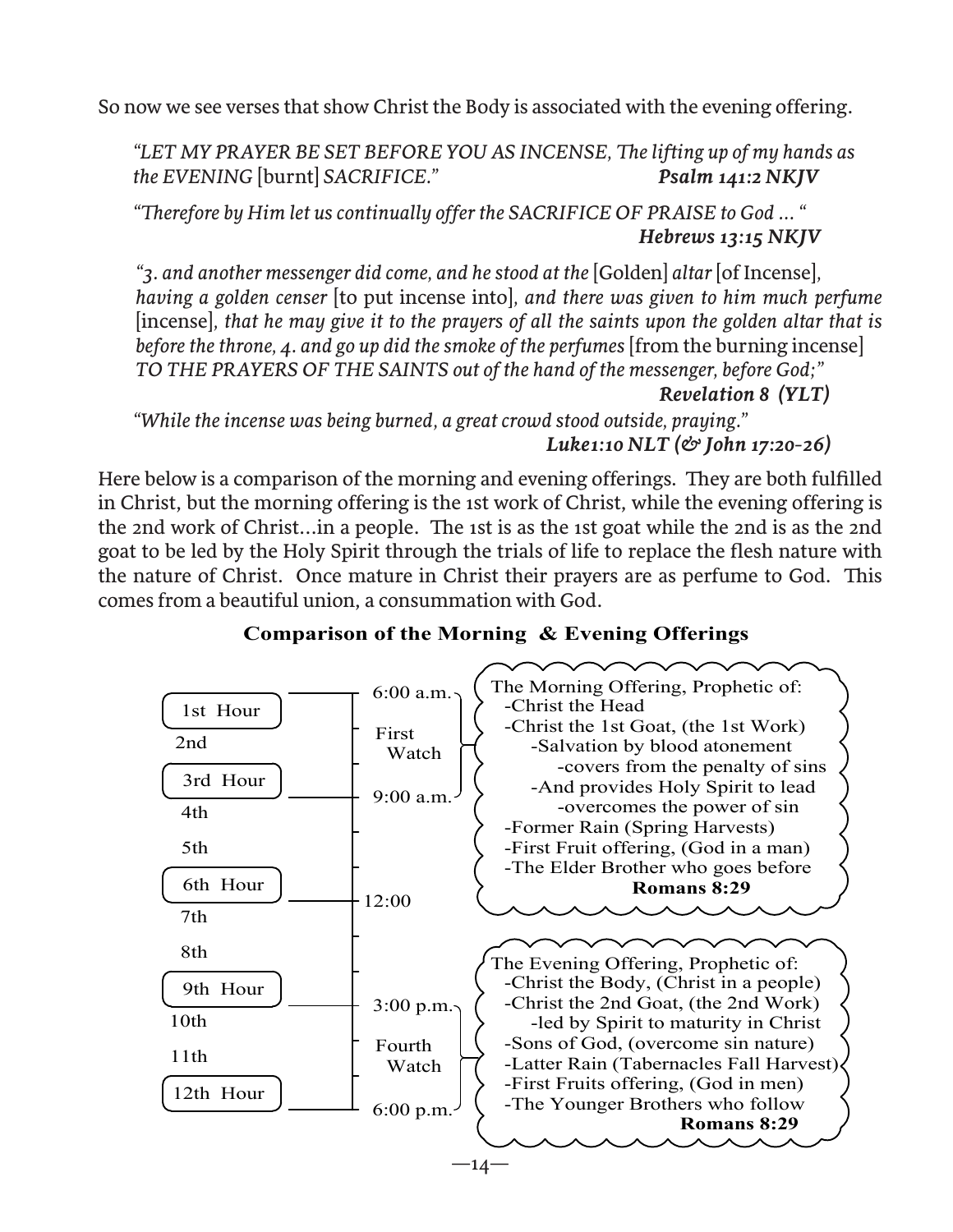So now we see verses that show Christ the Body is associated with the evening offering.

> *"LET MY PRAYER BE SET BEFORE YOU AS INCENSE, The lifting up of my hands as the EVENING* [burnt] *SACRIFICE."* ***Psalm 141:2 NKJV***

> *"Therefore by Him let us continually offer the SACRIFICE OF PRAISE to God ... "* ***Hebrews 13:15 NKJV***

> *"3. and another messenger did come, and he stood at the* [Golden] *altar* [of Incense], *having a golden censer* [to put incense into], *and there was given to him much perfume* [incense], *that he may give it to the prayers of all the saints upon the golden altar that is before the throne, 4. and go up did the smoke of the perfumes* [from the burning incense] *TO THE PRAYERS OF THE SAINTS out of the hand of the messenger, before God;"* ***Revelation 8 (YLT)***

> *"While the incense was being burned, a great crowd stood outside, praying."* ***Luke1:10 NLT (& John 17:20-26)***

Here below is a comparison of the morning and evening offerings. They are both fulfilled in Christ, but the morning offering is the 1st work of Christ, while the evening offering is the 2nd work of Christ...in a people. The 1st is as the 1st goat while the 2nd is as the 2nd goat to be led by the Holy Spirit through the trials of life to replace the flesh nature with the nature of Christ. Once mature in Christ their prayers are as perfume to God. This comes from a beautiful union, a consummation with God.

**Comparison of the Morning & Evening Offerings**

| Hour | Time | Watch | Offering |
|---|---|---|---|
| 1st Hour | 6:00 a.m. | First Watch | The Morning Offering, Prophetic of:<br>-Christ the Head<br>-Christ the 1st Goat, (the 1st Work)<br>-Salvation by blood atonement<br>-covers from the penalty of sins<br>-And provides Holy Spirit to lead<br>-overcomes the power of sin<br>-Former Rain (Spring Harvests)<br>-First Fruit offering, (God in a man)<br>-The Elder Brother who goes before<br>**Romans 8:29** |
| 2nd | | | |
| 3rd Hour | 9:00 a.m. | | |
| 4th | | | |
| 5th | | | |
| 6th Hour | 12:00 | | |
| 7th | | | |
| 8th | | | |
| 9th Hour | 3:00 p.m. | Fourth Watch | The Evening Offering, Prophetic of:<br>-Christ the Body, (Christ in a people)<br>-Christ the 2nd Goat, (the 2nd Work)<br>-led by Spirit to maturity in Christ<br>-Sons of God, (overcome sin nature)<br>-Latter Rain (Tabernacles Fall Harvest)<br>-First Fruits offering, (God in men)<br>-The Younger Brothers who follow<br>**Romans 8:29** |
| 10th | | | |
| 11th | | | |
| 12th Hour | 6:00 p.m. | | |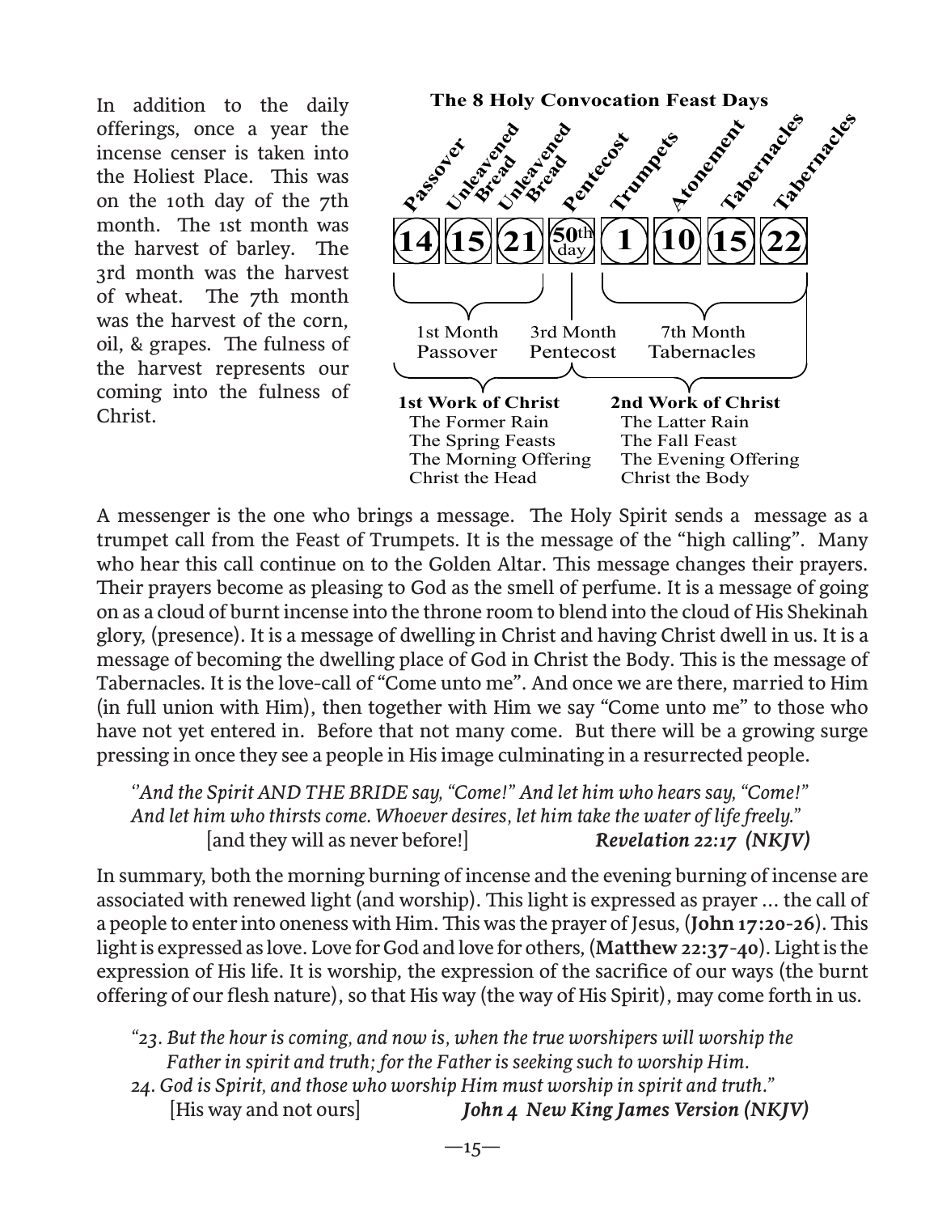In addition to the daily offerings, once a year the incense censer is taken into the Holiest Place. This was on the 10th day of the 7th month. The 1st month was the harvest of barley. The 3rd month was the harvest of wheat. The 7th month was the harvest of the corn, oil, & grapes. The fulness of the harvest represents our coming into the fulness of Christ.

**The 8 Holy Convocation Feast Days**

| Passover | Unleavened Bread | Unleavened Bread | Pentecost | Trumpets | Atonement | Tabernacles | Tabernacles |
|---|---|---|---|---|---|---|---|
| 14 | 15 | 21 | 50th day | 1 | 10 | 15 | 22 |

| 1st Month | 3rd Month | 7th Month |
|---|---|---|
| Passover | Pentecost | Tabernacles |

| **1st Work of Christ** | **2nd Work of Christ** |
|---|---|
| The Former Rain | The Latter Rain |
| The Spring Feasts | The Fall Feast |
| The Morning Offering | The Evening Offering |
| Christ the Head | Christ the Body |

A messenger is the one who brings a message. The Holy Spirit sends a message as a trumpet call from the Feast of Trumpets. It is the message of the "high calling". Many who hear this call continue on to the Golden Altar. This message changes their prayers. Their prayers become as pleasing to God as the smell of perfume. It is a message of going on as a cloud of burnt incense into the throne room to blend into the cloud of His Shekinah glory, (presence). It is a message of dwelling in Christ and having Christ dwell in us. It is a message of becoming the dwelling place of God in Christ the Body. This is the message of Tabernacles. It is the love-call of "Come unto me". And once we are there, married to Him (in full union with Him), then together with Him we say "Come unto me" to those who have not yet entered in. Before that not many come. But there will be a growing surge pressing in once they see a people in His image culminating in a resurrected people.

> *"And the Spirit AND THE BRIDE say, "Come!" And let him who hears say, "Come!" And let him who thirsts come. Whoever desires, let him take the water of life freely."*
> [and they will as never before!] ***Revelation 22:17 (NKJV)***

In summary, both the morning burning of incense and the evening burning of incense are associated with renewed light (and worship). This light is expressed as prayer ... the call of a people to enter into oneness with Him. This was the prayer of Jesus, (**John 17:20-26**). This light is expressed as love. Love for God and love for others, (**Matthew 22:37-40**). Light is the expression of His life. It is worship, the expression of the sacrifice of our ways (the burnt offering of our flesh nature), so that His way (the way of His Spirit), may come forth in us.

> *"23. But the hour is coming, and now is, when the true worshipers will worship the Father in spirit and truth; for the Father is seeking such to worship Him.*
> *24. God is Spirit, and those who worship Him must worship in spirit and truth."*
> [His way and not ours] ***John 4 New King James Version (NKJV)***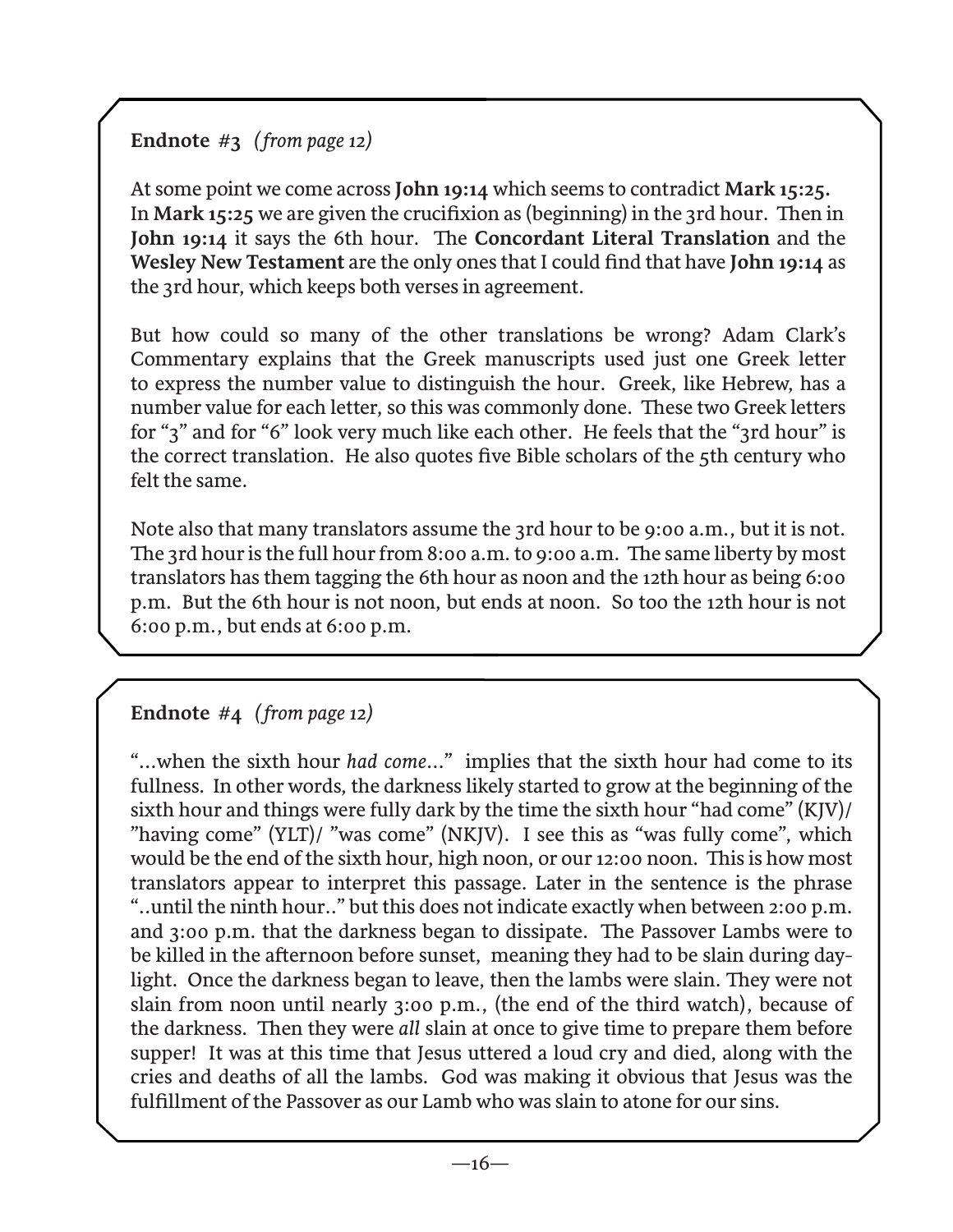**Endnote** #3 *(from page 12)*

At some point we come across **John 19:14** which seems to contradict **Mark 15:25.** In **Mark 15:25** we are given the crucifixion as (beginning) in the 3rd hour. Then in **John 19:14** it says the 6th hour. The **Concordant Literal Translation** and the **Wesley New Testament** are the only ones that I could find that have **John 19:14** as the 3rd hour, which keeps both verses in agreement.

But how could so many of the other translations be wrong? Adam Clark's Commentary explains that the Greek manuscripts used just one Greek letter to express the number value to distinguish the hour. Greek, like Hebrew, has a number value for each letter, so this was commonly done. These two Greek letters for "3" and for "6" look very much like each other. He feels that the "3rd hour" is the correct translation. He also quotes five Bible scholars of the 5th century who felt the same.

Note also that many translators assume the 3rd hour to be 9:00 a.m., but it is not. The 3rd hour is the full hour from 8:00 a.m. to 9:00 a.m. The same liberty by most translators has them tagging the 6th hour as noon and the 12th hour as being 6:00 p.m. But the 6th hour is not noon, but ends at noon. So too the 12th hour is not 6:00 p.m., but ends at 6:00 p.m.

**Endnote** #4 *(from page 12)*

"...when the sixth hour *had come*..." implies that the sixth hour had come to its fullness. In other words, the darkness likely started to grow at the beginning of the sixth hour and things were fully dark by the time the sixth hour "had come" (KJV)/ "having come" (YLT)/ "was come" (NKJV). I see this as "was fully come", which would be the end of the sixth hour, high noon, or our 12:00 noon. This is how most translators appear to interpret this passage. Later in the sentence is the phrase "..until the ninth hour.." but this does not indicate exactly when between 2:00 p.m. and 3:00 p.m. that the darkness began to dissipate. The Passover Lambs were to be killed in the afternoon before sunset, meaning they had to be slain during daylight. Once the darkness began to leave, then the lambs were slain. They were not slain from noon until nearly 3:00 p.m., (the end of the third watch), because of the darkness. Then they were *all* slain at once to give time to prepare them before supper! It was at this time that Jesus uttered a loud cry and died, along with the cries and deaths of all the lambs. God was making it obvious that Jesus was the fulfillment of the Passover as our Lamb who was slain to atone for our sins.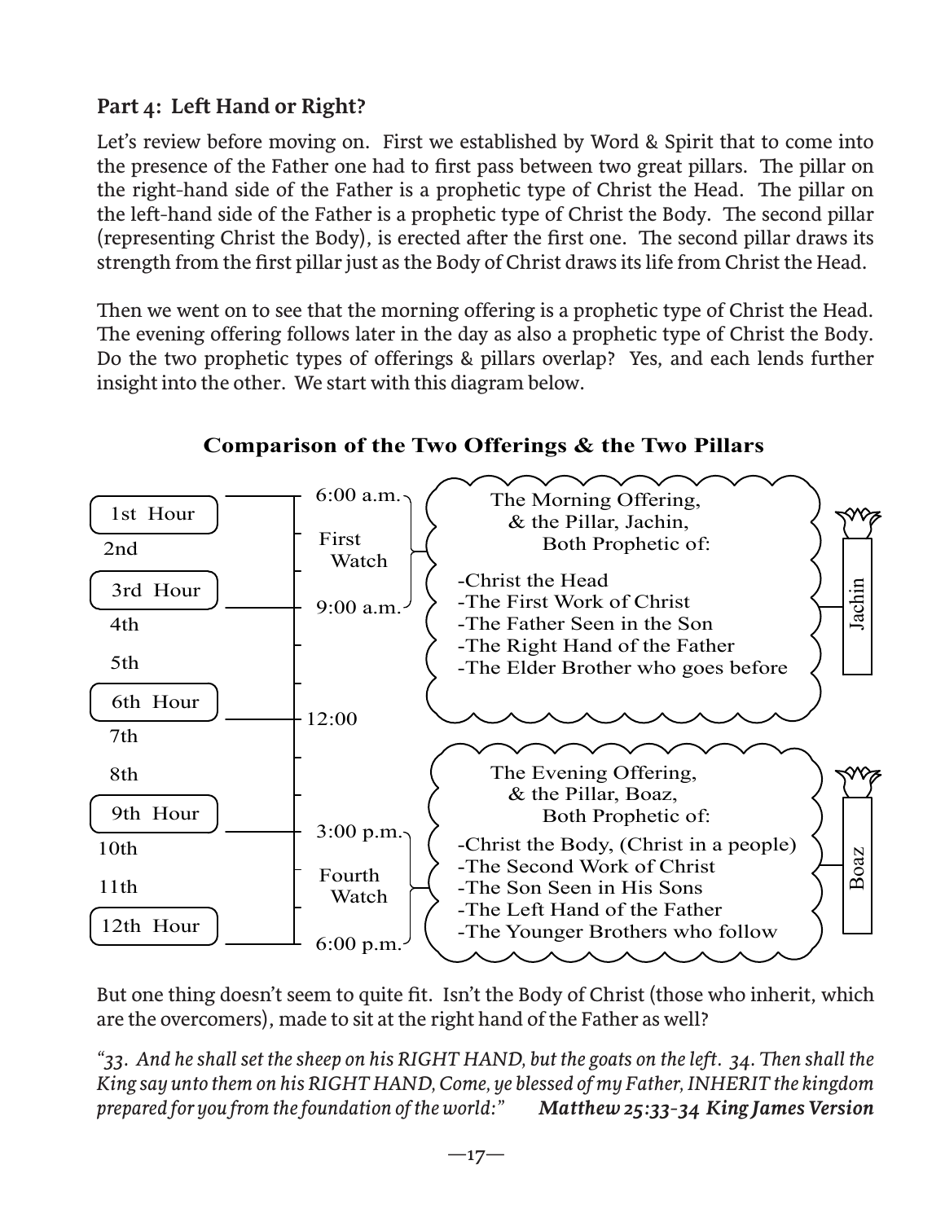### Part 4: Left Hand or Right?

Let's review before moving on. First we established by Word & Spirit that to come into the presence of the Father one had to first pass between two great pillars. The pillar on the right-hand side of the Father is a prophetic type of Christ the Head. The pillar on the left-hand side of the Father is a prophetic type of Christ the Body. The second pillar (representing Christ the Body), is erected after the first one. The second pillar draws its strength from the first pillar just as the Body of Christ draws its life from Christ the Head.

Then we went on to see that the morning offering is a prophetic type of Christ the Head. The evening offering follows later in the day as also a prophetic type of Christ the Body. Do the two prophetic types of offerings & pillars overlap? Yes, and each lends further insight into the other. We start with this diagram below.

**Comparison of the Two Offerings & the Two Pillars**

| Hour | Time | Watch | Offering & Pillar |
|---|---|---|---|
| 1st Hour | 6:00 a.m. | First Watch | The Morning Offering, & the Pillar, Jachin, Both Prophetic of: -Christ the Head -The First Work of Christ -The Father Seen in the Son -The Right Hand of the Father -The Elder Brother who goes before |
| 2nd | | | |
| 3rd Hour | 9:00 a.m. | | |
| 4th | | | |
| 5th | | | |
| 6th Hour | 12:00 | | |
| 7th | | | |
| 8th | | | |
| 9th Hour | 3:00 p.m. | Fourth Watch | The Evening Offering, & the Pillar, Boaz, Both Prophetic of: -Christ the Body, (Christ in a people) -The Second Work of Christ -The Son Seen in His Sons -The Left Hand of the Father -The Younger Brothers who follow |
| 10th | | | |
| 11th | | | |
| 12th Hour | 6:00 p.m. | | |

Jachin

Boaz

But one thing doesn't seem to quite fit. Isn't the Body of Christ (those who inherit, which are the overcomers), made to sit at the right hand of the Father as well?

*"33. And he shall set the sheep on his RIGHT HAND, but the goats on the left. 34. Then shall the King say unto them on his RIGHT HAND, Come, ye blessed of my Father, INHERIT the kingdom prepared for you from the foundation of the world:"* ***Matthew 25:33-34 King James Version***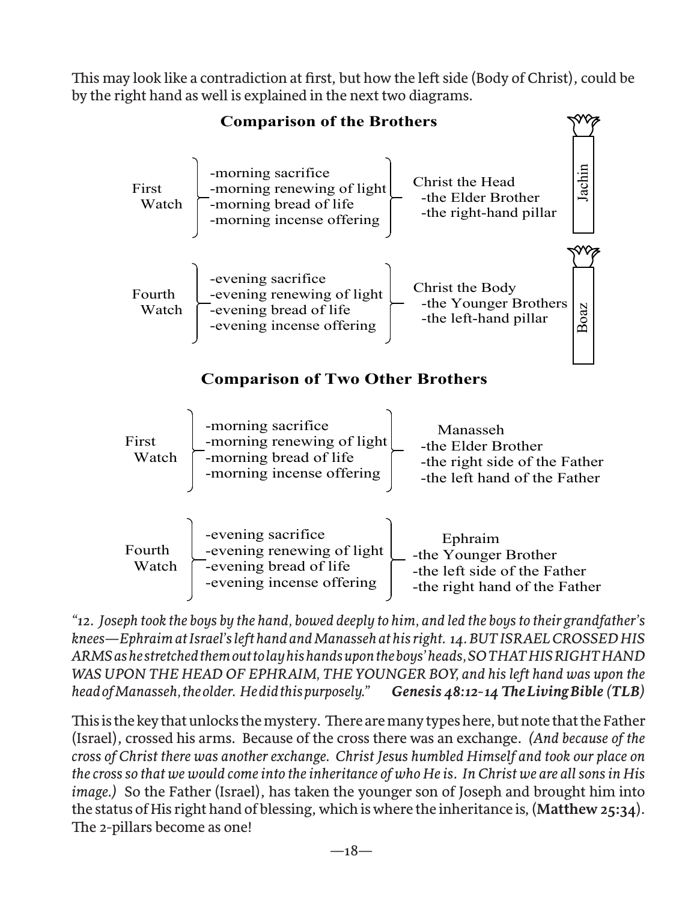This may look like a contradiction at first, but how the left side (Body of Christ), could be by the right hand as well is explained in the next two diagrams.

### Comparison of the Brothers

| | | | |
|---|---|---|---|
| First Watch | -morning sacrifice<br>-morning renewing of light<br>-morning bread of life<br>-morning incense offering | Christ the Head<br>-the Elder Brother<br>-the right-hand pillar | Jachin |
| Fourth Watch | -evening sacrifice<br>-evening renewing of light<br>-evening bread of life<br>-evening incense offering | Christ the Body<br>-the Younger Brothers<br>-the left-hand pillar | Boaz |

### Comparison of Two Other Brothers

| | | |
|---|---|---|
| First Watch | -morning sacrifice<br>-morning renewing of light<br>-morning bread of life<br>-morning incense offering | Manasseh<br>-the Elder Brother<br>-the right side of the Father<br>-the left hand of the Father |
| Fourth Watch | -evening sacrifice<br>-evening renewing of light<br>-evening bread of life<br>-evening incense offering | Ephraim<br>-the Younger Brother<br>-the left side of the Father<br>-the right hand of the Father |

*"12. Joseph took the boys by the hand, bowed deeply to him, and led the boys to their grandfather's knees—Ephraim at Israel's left hand and Manasseh at his right. 14. BUT ISRAEL CROSSED HIS ARMS as he stretched them out to lay his hands upon the boys' heads, SO THAT HIS RIGHT HAND WAS UPON THE HEAD OF EPHRAIM, THE YOUNGER BOY, and his left hand was upon the head of Manasseh, the older. He did this purposely."* ***Genesis 48:12-14 The Living Bible (TLB)***

This is the key that unlocks the mystery. There are many types here, but note that the Father (Israel), crossed his arms. Because of the cross there was an exchange. *(And because of the cross of Christ there was another exchange. Christ Jesus humbled Himself and took our place on the cross so that we would come into the inheritance of who He is. In Christ we are all sons in His image.)* So the Father (Israel), has taken the younger son of Joseph and brought him into the status of His right hand of blessing, which is where the inheritance is, (**Matthew 25:34**). The 2-pillars become as one!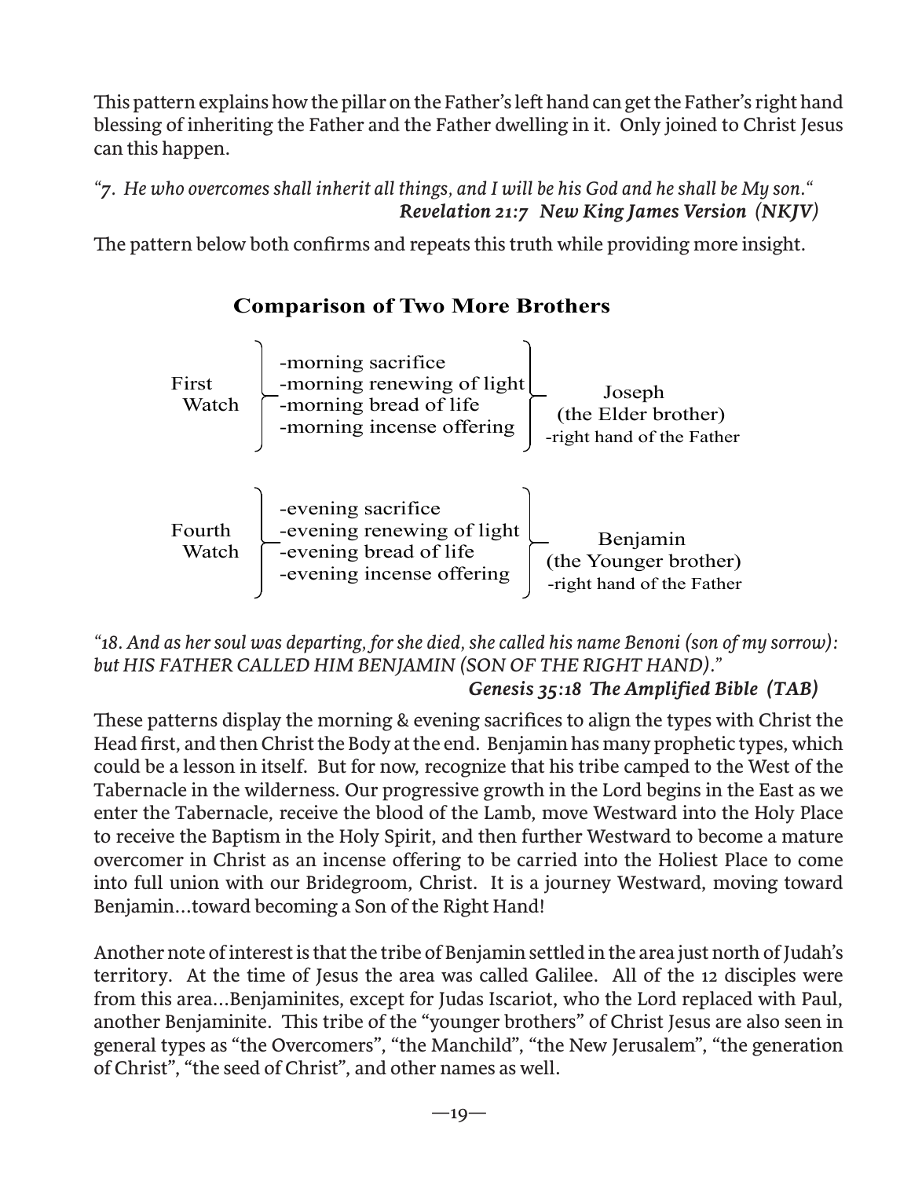This pattern explains how the pillar on the Father's left hand can get the Father's right hand blessing of inheriting the Father and the Father dwelling in it. Only joined to Christ Jesus can this happen.

*"7. He who overcomes shall inherit all things, and I will be his God and he shall be My son."*
***Revelation 21:7 New King James Version (NKJV)***

The pattern below both confirms and repeats this truth while providing more insight.

## Comparison of Two More Brothers

| Watch | Offerings | Brother |
|---|---|---|
| First Watch | -morning sacrifice<br>-morning renewing of light<br>-morning bread of life<br>-morning incense offering | Joseph<br>(the Elder brother)<br>-right hand of the Father |
| Fourth Watch | -evening sacrifice<br>-evening renewing of light<br>-evening bread of life<br>-evening incense offering | Benjamin<br>(the Younger brother)<br>-right hand of the Father |

*"18. And as her soul was departing, for she died, she called his name Benoni (son of my sorrow): but HIS FATHER CALLED HIM BENJAMIN (SON OF THE RIGHT HAND)."*
***Genesis 35:18 The Amplified Bible (TAB)***

These patterns display the morning & evening sacrifices to align the types with Christ the Head first, and then Christ the Body at the end. Benjamin has many prophetic types, which could be a lesson in itself. But for now, recognize that his tribe camped to the West of the Tabernacle in the wilderness. Our progressive growth in the Lord begins in the East as we enter the Tabernacle, receive the blood of the Lamb, move Westward into the Holy Place to receive the Baptism in the Holy Spirit, and then further Westward to become a mature overcomer in Christ as an incense offering to be carried into the Holiest Place to come into full union with our Bridegroom, Christ. It is a journey Westward, moving toward Benjamin…toward becoming a Son of the Right Hand!

Another note of interest is that the tribe of Benjamin settled in the area just north of Judah's territory. At the time of Jesus the area was called Galilee. All of the 12 disciples were from this area…Benjaminites, except for Judas Iscariot, who the Lord replaced with Paul, another Benjaminite. This tribe of the "younger brothers" of Christ Jesus are also seen in general types as "the Overcomers", "the Manchild", "the New Jerusalem", "the generation of Christ", "the seed of Christ", and other names as well.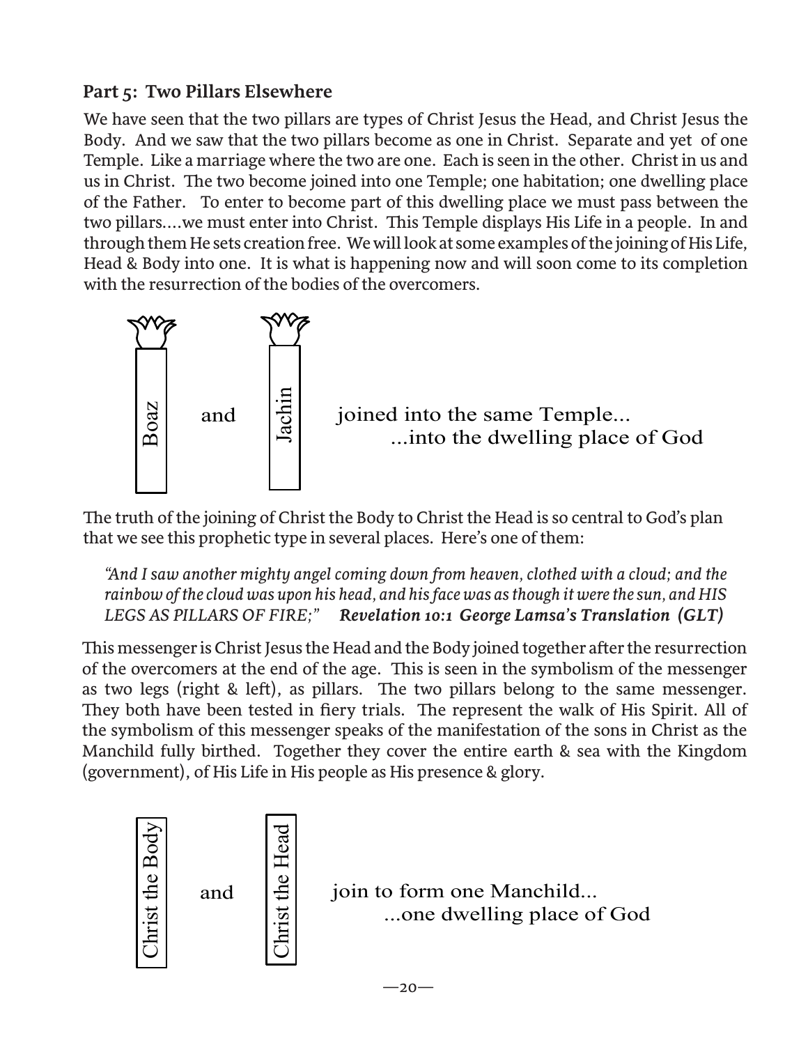## Part 5: Two Pillars Elsewhere

We have seen that the two pillars are types of Christ Jesus the Head, and Christ Jesus the Body. And we saw that the two pillars become as one in Christ. Separate and yet of one Temple. Like a marriage where the two are one. Each is seen in the other. Christ in us and us in Christ. The two become joined into one Temple; one habitation; one dwelling place of the Father. To enter to become part of this dwelling place we must pass between the two pillars....we must enter into Christ. This Temple displays His Life in a people. In and through them He sets creation free. We will look at some examples of the joining of His Life, Head & Body into one. It is what is happening now and will soon come to its completion with the resurrection of the bodies of the overcomers.

Boaz and Jachin joined into the same Temple...
...into the dwelling place of God

The truth of the joining of Christ the Body to Christ the Head is so central to God's plan that we see this prophetic type in several places. Here's one of them:

> *"And I saw another mighty angel coming down from heaven, clothed with a cloud; and the rainbow of the cloud was upon his head, and his face was as though it were the sun, and HIS LEGS AS PILLARS OF FIRE;"* ***Revelation 10:1 George Lamsa's Translation (GLT)***

This messenger is Christ Jesus the Head and the Body joined together after the resurrection of the overcomers at the end of the age. This is seen in the symbolism of the messenger as two legs (right & left), as pillars. The two pillars belong to the same messenger. They both have been tested in fiery trials. The represent the walk of His Spirit. All of the symbolism of this messenger speaks of the manifestation of the sons in Christ as the Manchild fully birthed. Together they cover the entire earth & sea with the Kingdom (government), of His Life in His people as His presence & glory.

Christ the Body and Christ the Head join to form one Manchild...
...one dwelling place of God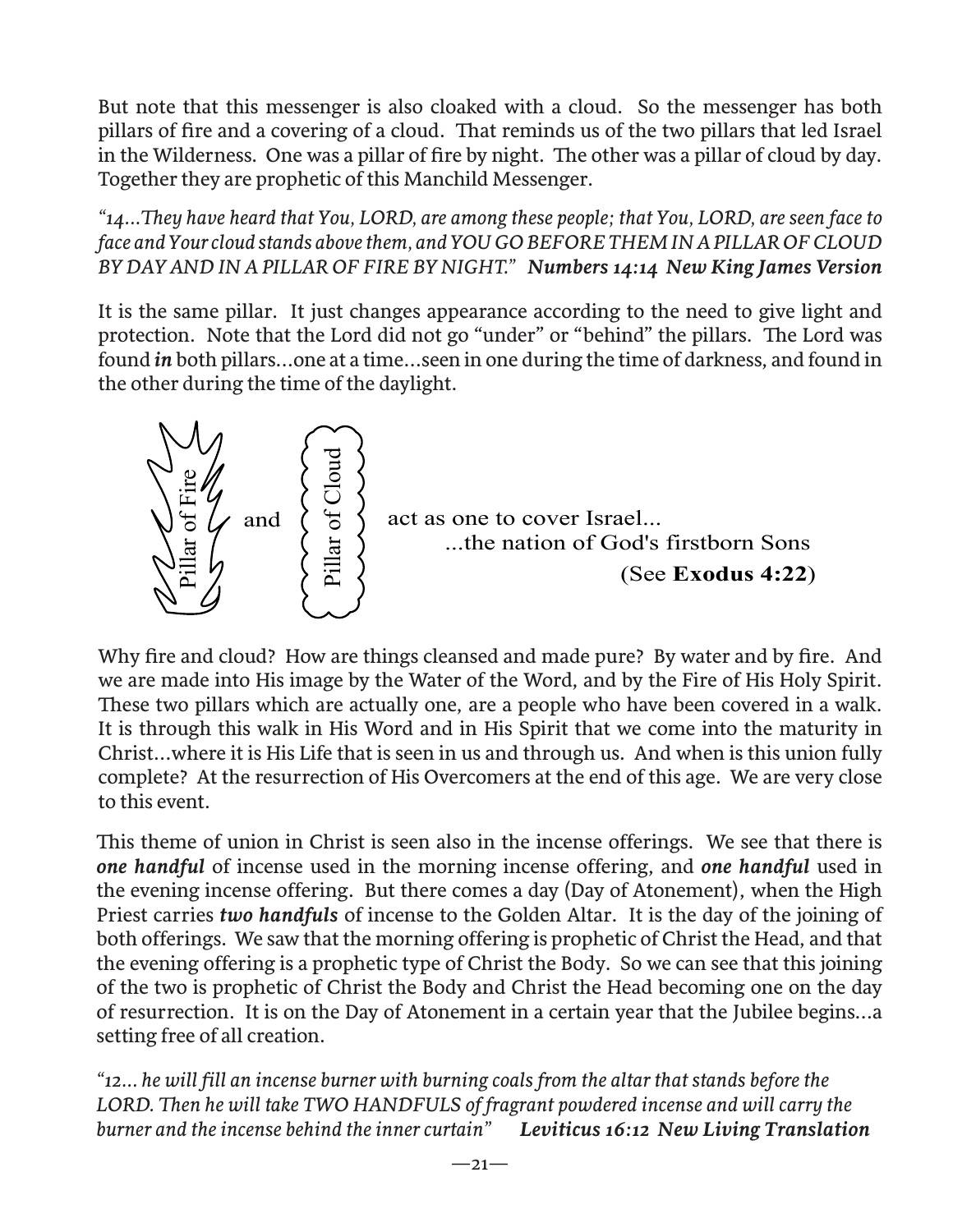But note that this messenger is also cloaked with a cloud. So the messenger has both pillars of fire and a covering of a cloud. That reminds us of the two pillars that led Israel in the Wilderness. One was a pillar of fire by night. The other was a pillar of cloud by day. Together they are prophetic of this Manchild Messenger.

*"14...They have heard that You, LORD, are among these people; that You, LORD, are seen face to face and Your cloud stands above them, and YOU GO BEFORE THEM IN A PILLAR OF CLOUD BY DAY AND IN A PILLAR OF FIRE BY NIGHT."* ***Numbers 14:14 New King James Version***

It is the same pillar. It just changes appearance according to the need to give light and protection. Note that the Lord did not go "under" or "behind" the pillars. The Lord was found ***in*** both pillars...one at a time...seen in one during the time of darkness, and found in the other during the time of the daylight.

Pillar of Fire and Pillar of Cloud act as one to cover Israel...
...the nation of God's firstborn Sons
(See **Exodus 4:22**)

Why fire and cloud? How are things cleansed and made pure? By water and by fire. And we are made into His image by the Water of the Word, and by the Fire of His Holy Spirit. These two pillars which are actually one, are a people who have been covered in a walk. It is through this walk in His Word and in His Spirit that we come into the maturity in Christ...where it is His Life that is seen in us and through us. And when is this union fully complete? At the resurrection of His Overcomers at the end of this age. We are very close to this event.

This theme of union in Christ is seen also in the incense offerings. We see that there is ***one handful*** of incense used in the morning incense offering, and ***one handful*** used in the evening incense offering. But there comes a day (Day of Atonement), when the High Priest carries ***two handfuls*** of incense to the Golden Altar. It is the day of the joining of both offerings. We saw that the morning offering is prophetic of Christ the Head, and that the evening offering is a prophetic type of Christ the Body. So we can see that this joining of the two is prophetic of Christ the Body and Christ the Head becoming one on the day of resurrection. It is on the Day of Atonement in a certain year that the Jubilee begins...a setting free of all creation.

*"12... he will fill an incense burner with burning coals from the altar that stands before the LORD. Then he will take TWO HANDFULS of fragrant powdered incense and will carry the burner and the incense behind the inner curtain"* ***Leviticus 16:12 New Living Translation***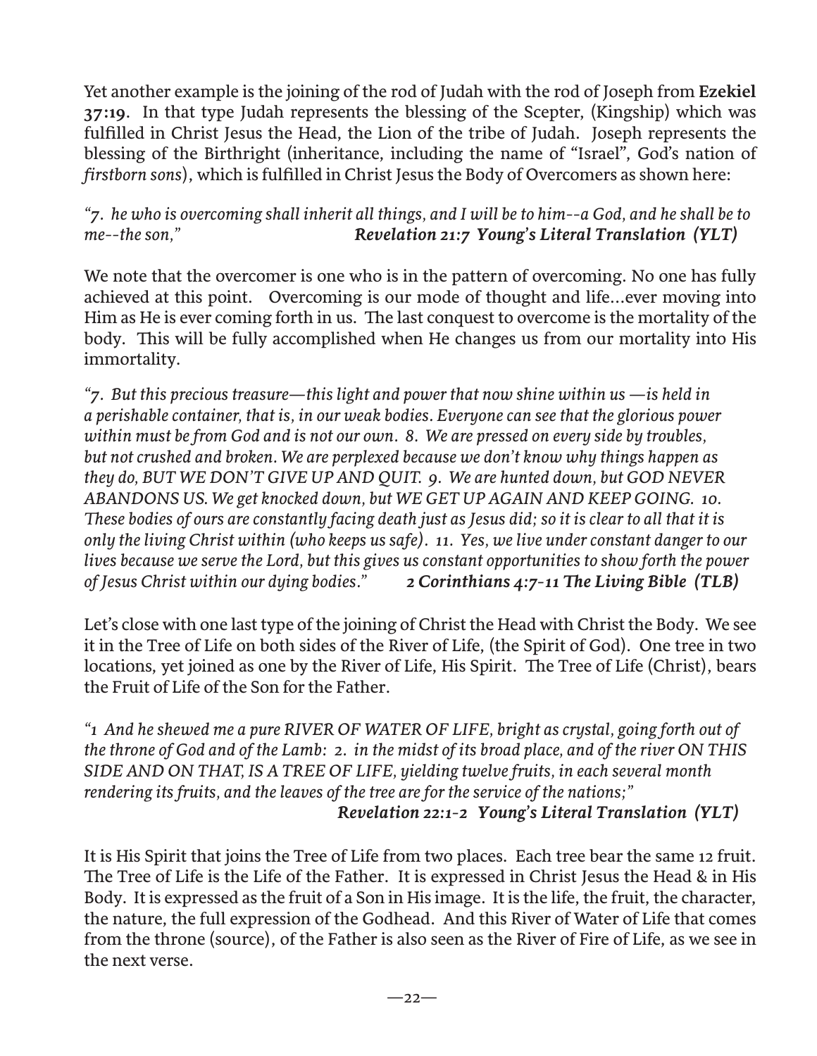Yet another example is the joining of the rod of Judah with the rod of Joseph from **Ezekiel 37:19**. In that type Judah represents the blessing of the Scepter, (Kingship) which was fulfilled in Christ Jesus the Head, the Lion of the tribe of Judah. Joseph represents the blessing of the Birthright (inheritance, including the name of "Israel", God's nation of *firstborn sons*), which is fulfilled in Christ Jesus the Body of Overcomers as shown here:

*"7. he who is overcoming shall inherit all things, and I will be to him--a God, and he shall be to me--the son,"* ***Revelation 21:7 Young's Literal Translation (YLT)***

We note that the overcomer is one who is in the pattern of overcoming. No one has fully achieved at this point. Overcoming is our mode of thought and life...ever moving into Him as He is ever coming forth in us. The last conquest to overcome is the mortality of the body. This will be fully accomplished when He changes us from our mortality into His immortality.

*"7. But this precious treasure—this light and power that now shine within us —is held in a perishable container, that is, in our weak bodies. Everyone can see that the glorious power within must be from God and is not our own. 8. We are pressed on every side by troubles, but not crushed and broken. We are perplexed because we don't know why things happen as they do, BUT WE DON'T GIVE UP AND QUIT. 9. We are hunted down, but GOD NEVER ABANDONS US. We get knocked down, but WE GET UP AGAIN AND KEEP GOING. 10. These bodies of ours are constantly facing death just as Jesus did; so it is clear to all that it is only the living Christ within (who keeps us safe). 11. Yes, we live under constant danger to our lives because we serve the Lord, but this gives us constant opportunities to show forth the power of Jesus Christ within our dying bodies."* ***2 Corinthians 4:7-11 The Living Bible (TLB)***

Let's close with one last type of the joining of Christ the Head with Christ the Body. We see it in the Tree of Life on both sides of the River of Life, (the Spirit of God). One tree in two locations, yet joined as one by the River of Life, His Spirit. The Tree of Life (Christ), bears the Fruit of Life of the Son for the Father.

*"1 And he shewed me a pure RIVER OF WATER OF LIFE, bright as crystal, going forth out of the throne of God and of the Lamb: 2. in the midst of its broad place, and of the river ON THIS SIDE AND ON THAT, IS A TREE OF LIFE, yielding twelve fruits, in each several month rendering its fruits, and the leaves of the tree are for the service of the nations;"*
***Revelation 22:1-2 Young's Literal Translation (YLT)***

It is His Spirit that joins the Tree of Life from two places. Each tree bear the same 12 fruit. The Tree of Life is the Life of the Father. It is expressed in Christ Jesus the Head & in His Body. It is expressed as the fruit of a Son in His image. It is the life, the fruit, the character, the nature, the full expression of the Godhead. And this River of Water of Life that comes from the throne (source), of the Father is also seen as the River of Fire of Life, as we see in the next verse.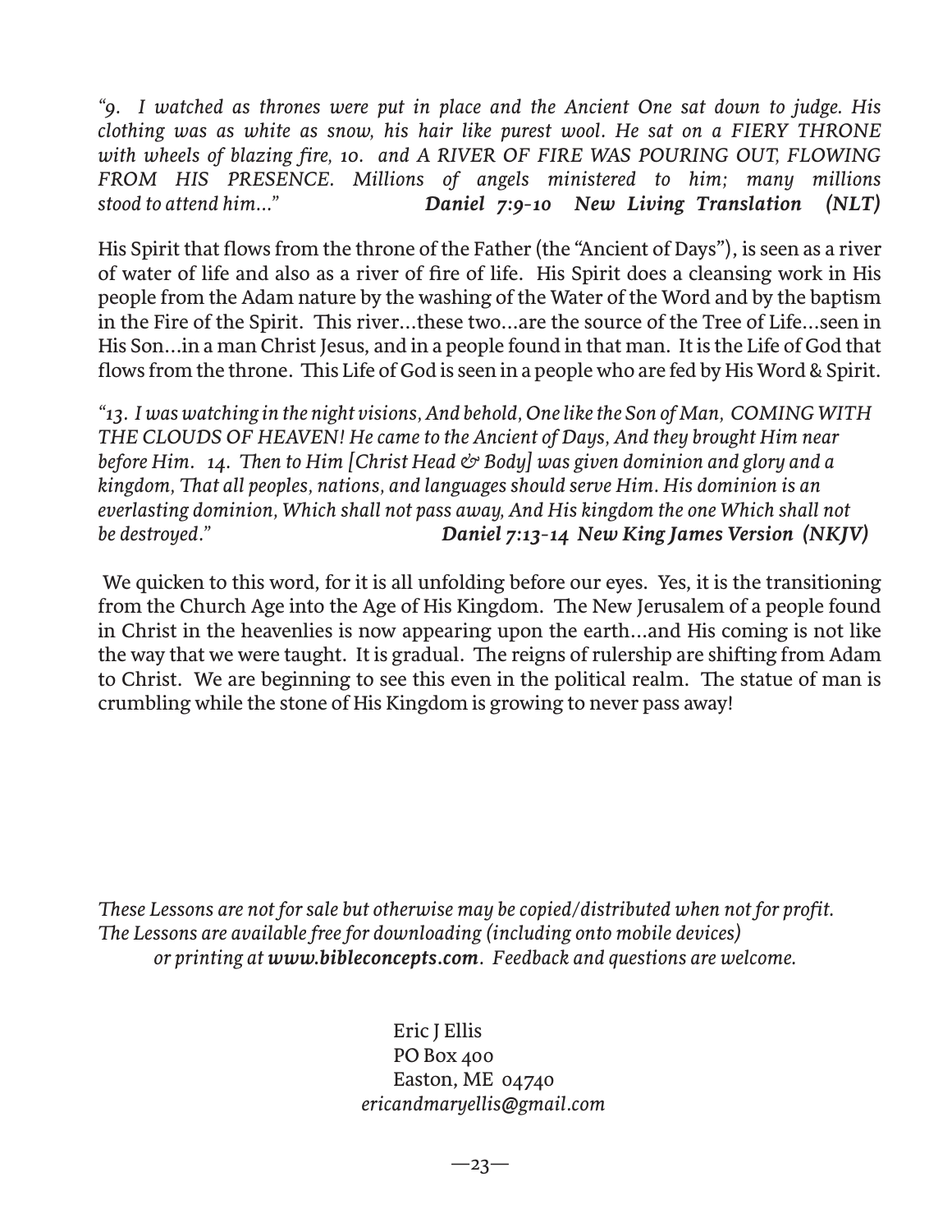*"9. I watched as thrones were put in place and the Ancient One sat down to judge. His clothing was as white as snow, his hair like purest wool. He sat on a FIERY THRONE with wheels of blazing fire, 10. and A RIVER OF FIRE WAS POURING OUT, FLOWING FROM HIS PRESENCE. Millions of angels ministered to him; many millions stood to attend him..."* ***Daniel 7:9-10 New Living Translation (NLT)***

His Spirit that flows from the throne of the Father (the "Ancient of Days"), is seen as a river of water of life and also as a river of fire of life. His Spirit does a cleansing work in His people from the Adam nature by the washing of the Water of the Word and by the baptism in the Fire of the Spirit. This river...these two...are the source of the Tree of Life...seen in His Son...in a man Christ Jesus, and in a people found in that man. It is the Life of God that flows from the throne. This Life of God is seen in a people who are fed by His Word & Spirit.

*"13. I was watching in the night visions, And behold, One like the Son of Man, COMING WITH THE CLOUDS OF HEAVEN! He came to the Ancient of Days, And they brought Him near before Him. 14. Then to Him [Christ Head & Body] was given dominion and glory and a kingdom, That all peoples, nations, and languages should serve Him. His dominion is an everlasting dominion, Which shall not pass away, And His kingdom the one Which shall not be destroyed."* ***Daniel 7:13-14 New King James Version (NKJV)***

We quicken to this word, for it is all unfolding before our eyes. Yes, it is the transitioning from the Church Age into the Age of His Kingdom. The New Jerusalem of a people found in Christ in the heavenlies is now appearing upon the earth...and His coming is not like the way that we were taught. It is gradual. The reigns of rulership are shifting from Adam to Christ. We are beginning to see this even in the political realm. The statue of man is crumbling while the stone of His Kingdom is growing to never pass away!

*These Lessons are not for sale but otherwise may be copied/distributed when not for profit. The Lessons are available free for downloading (including onto mobile devices) or printing at **www.bibleconcepts.com**. Feedback and questions are welcome.*

Eric J Ellis
PO Box 400
Easton, ME 04740
*ericandmaryellis@gmail.com*